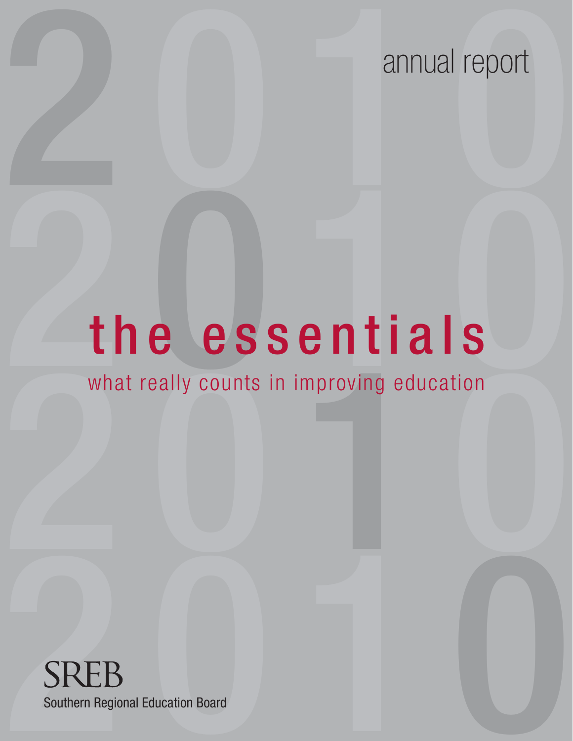# 2010 annual report

# the essentials

## what really counts in improving education

SREB

Southern Regional Education Board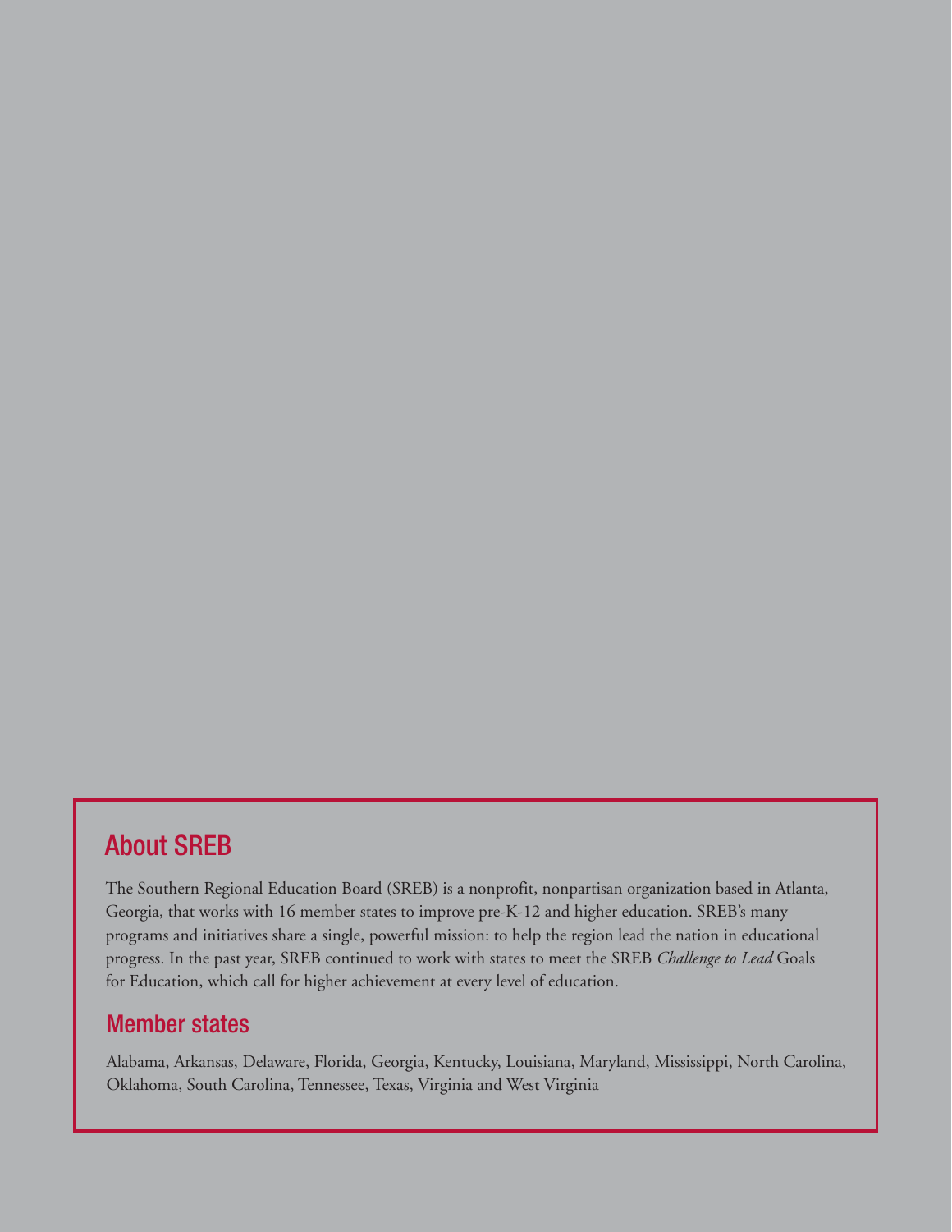## About SREB

The Southern Regional Education Board (SREB) is a nonprofit, nonpartisan organization based in Atlanta, Georgia, that works with 16 member states to improve pre-K-12 and higher education. SREB's many programs and initiatives share a single, powerful mission: to help the region lead the nation in educational progress. In the past year, SREB continued to work with states to meet the SREB *Challenge to Lead* Goals for Education, which call for higher achievement at every level of education.

## Member states

Alabama, Arkansas, Delaware, Florida, Georgia, Kentucky, Louisiana, Maryland, Mississippi, North Carolina, Oklahoma, South Carolina, Tennessee, Texas, Virginia and West Virginia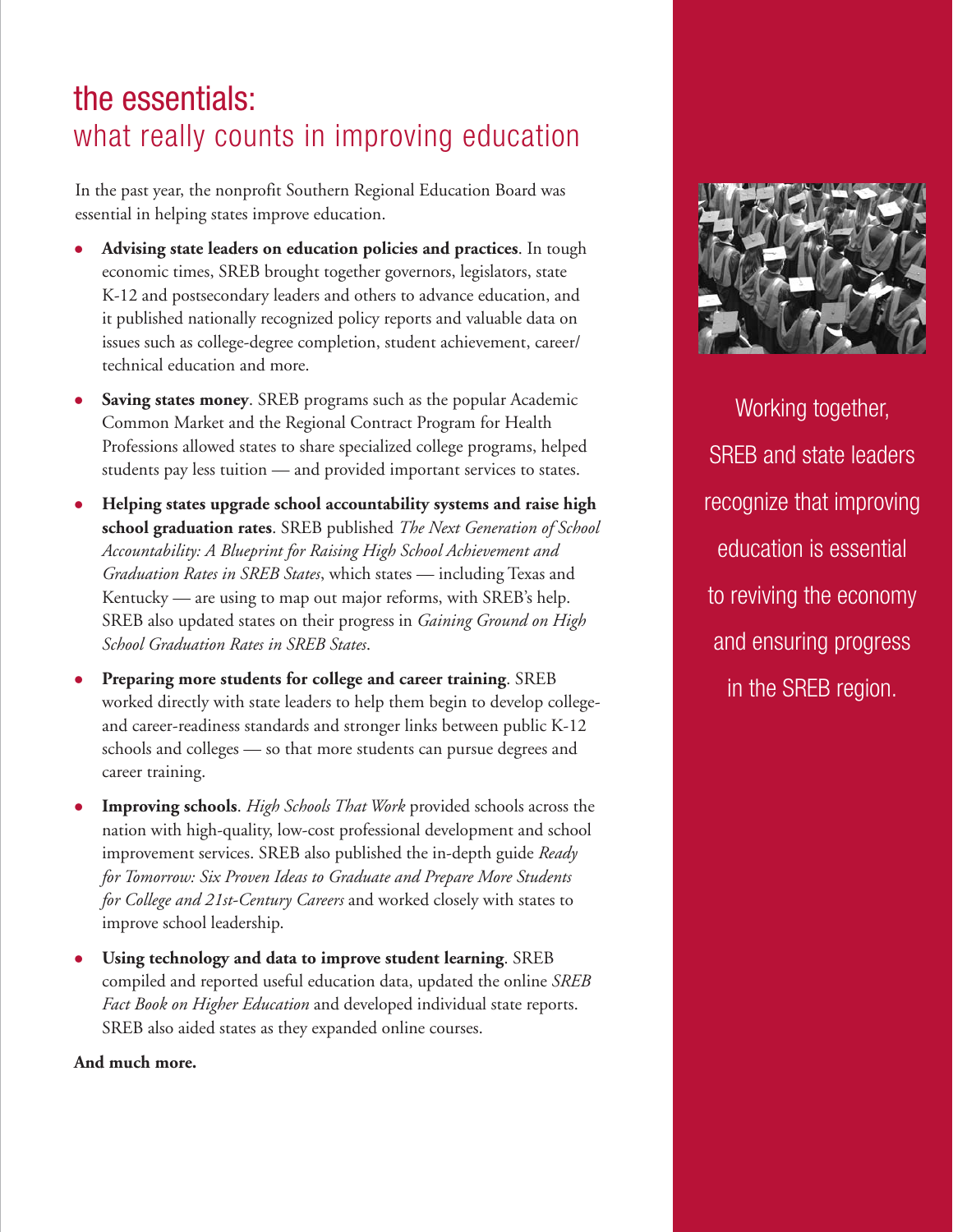# the essentials:
## what really counts in improving education

In the past year, the nonprofit Southern Regional Education Board was essential in helping states improve education.

- **Advising state leaders on education policies and practices**. In tough economic times, SREB brought together governors, legislators, state K-12 and postsecondary leaders and others to advance education, and it published nationally recognized policy reports and valuable data on issues such as college-degree completion, student achievement, career/technical education and more.
- **Saving states money**. SREB programs such as the popular Academic Common Market and the Regional Contract Program for Health Professions allowed states to share specialized college programs, helped students pay less tuition — and provided important services to states.
- **Helping states upgrade school accountability systems and raise high school graduation rates**. SREB published *The Next Generation of School Accountability: A Blueprint for Raising High School Achievement and Graduation Rates in SREB States*, which states — including Texas and Kentucky — are using to map out major reforms, with SREB's help. SREB also updated states on their progress in *Gaining Ground on High School Graduation Rates in SREB States*.
- **Preparing more students for college and career training**. SREB worked directly with state leaders to help them begin to develop college- and career-readiness standards and stronger links between public K-12 schools and colleges — so that more students can pursue degrees and career training.
- **Improving schools**. *High Schools That Work* provided schools across the nation with high-quality, low-cost professional development and school improvement services. SREB also published the in-depth guide *Ready for Tomorrow: Six Proven Ideas to Graduate and Prepare More Students for College and 21st-Century Careers* and worked closely with states to improve school leadership.
- **Using technology and data to improve student learning**. SREB compiled and reported useful education data, updated the online *SREB Fact Book on Higher Education* and developed individual state reports. SREB also aided states as they expanded online courses.

**And much more.**

Working together, SREB and state leaders recognize that improving education is essential to reviving the economy and ensuring progress in the SREB region.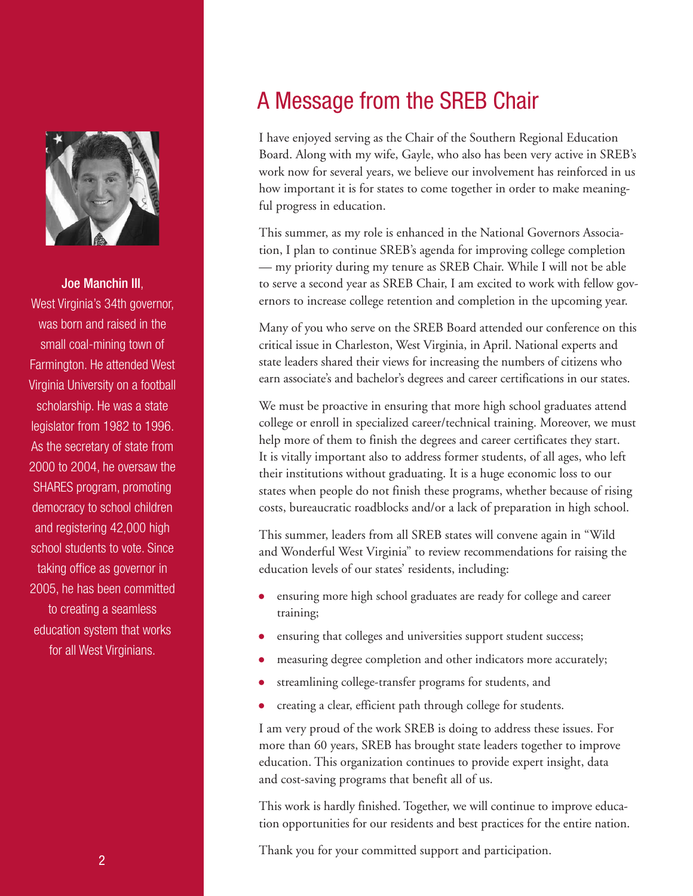# A Message from the SREB Chair

**Joe Manchin III**, West Virginia's 34th governor, was born and raised in the small coal-mining town of Farmington. He attended West Virginia University on a football scholarship. He was a state legislator from 1982 to 1996. As the secretary of state from 2000 to 2004, he oversaw the SHARES program, promoting democracy to school children and registering 42,000 high school students to vote. Since taking office as governor in 2005, he has been committed to creating a seamless education system that works for all West Virginians.

I have enjoyed serving as the Chair of the Southern Regional Education Board. Along with my wife, Gayle, who also has been very active in SREB's work now for several years, we believe our involvement has reinforced in us how important it is for states to come together in order to make meaningful progress in education.

This summer, as my role is enhanced in the National Governors Association, I plan to continue SREB's agenda for improving college completion — my priority during my tenure as SREB Chair. While I will not be able to serve a second year as SREB Chair, I am excited to work with fellow governors to increase college retention and completion in the upcoming year.

Many of you who serve on the SREB Board attended our conference on this critical issue in Charleston, West Virginia, in April. National experts and state leaders shared their views for increasing the numbers of citizens who earn associate's and bachelor's degrees and career certifications in our states.

We must be proactive in ensuring that more high school graduates attend college or enroll in specialized career/technical training. Moreover, we must help more of them to finish the degrees and career certificates they start. It is vitally important also to address former students, of all ages, who left their institutions without graduating. It is a huge economic loss to our states when people do not finish these programs, whether because of rising costs, bureaucratic roadblocks and/or a lack of preparation in high school.

This summer, leaders from all SREB states will convene again in "Wild and Wonderful West Virginia" to review recommendations for raising the education levels of our states' residents, including:

- ensuring more high school graduates are ready for college and career training;
- ensuring that colleges and universities support student success;
- measuring degree completion and other indicators more accurately;
- streamlining college-transfer programs for students, and
- creating a clear, efficient path through college for students.

I am very proud of the work SREB is doing to address these issues. For more than 60 years, SREB has brought state leaders together to improve education. This organization continues to provide expert insight, data and cost-saving programs that benefit all of us.

This work is hardly finished. Together, we will continue to improve education opportunities for our residents and best practices for the entire nation.

Thank you for your committed support and participation.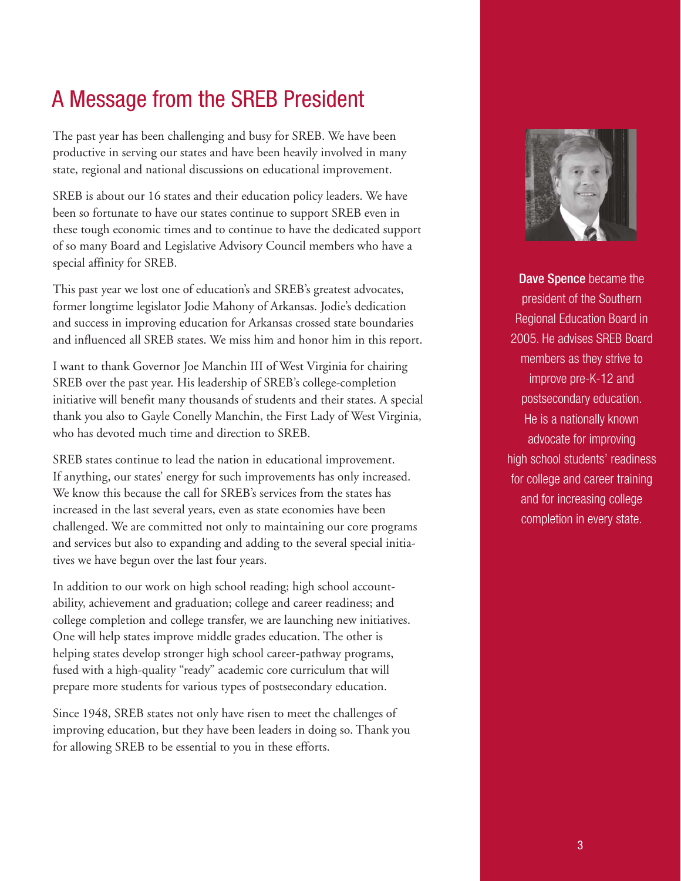# A Message from the SREB President

The past year has been challenging and busy for SREB. We have been productive in serving our states and have been heavily involved in many state, regional and national discussions on educational improvement.

SREB is about our 16 states and their education policy leaders. We have been so fortunate to have our states continue to support SREB even in these tough economic times and to continue to have the dedicated support of so many Board and Legislative Advisory Council members who have a special affinity for SREB.

This past year we lost one of education's and SREB's greatest advocates, former longtime legislator Jodie Mahony of Arkansas. Jodie's dedication and success in improving education for Arkansas crossed state boundaries and influenced all SREB states. We miss him and honor him in this report.

I want to thank Governor Joe Manchin III of West Virginia for chairing SREB over the past year. His leadership of SREB's college-completion initiative will benefit many thousands of students and their states. A special thank you also to Gayle Conelly Manchin, the First Lady of West Virginia, who has devoted much time and direction to SREB.

SREB states continue to lead the nation in educational improvement. If anything, our states' energy for such improvements has only increased. We know this because the call for SREB's services from the states has increased in the last several years, even as state economies have been challenged. We are committed not only to maintaining our core programs and services but also to expanding and adding to the several special initiatives we have begun over the last four years.

In addition to our work on high school reading; high school accountability, achievement and graduation; college and career readiness; and college completion and college transfer, we are launching new initiatives. One will help states improve middle grades education. The other is helping states develop stronger high school career-pathway programs, fused with a high-quality "ready" academic core curriculum that will prepare more students for various types of postsecondary education.

Since 1948, SREB states not only have risen to meet the challenges of improving education, but they have been leaders in doing so. Thank you for allowing SREB to be essential to you in these efforts.

**Dave Spence** became the president of the Southern Regional Education Board in 2005. He advises SREB Board members as they strive to improve pre-K-12 and postsecondary education. He is a nationally known advocate for improving high school students' readiness for college and career training and for increasing college completion in every state.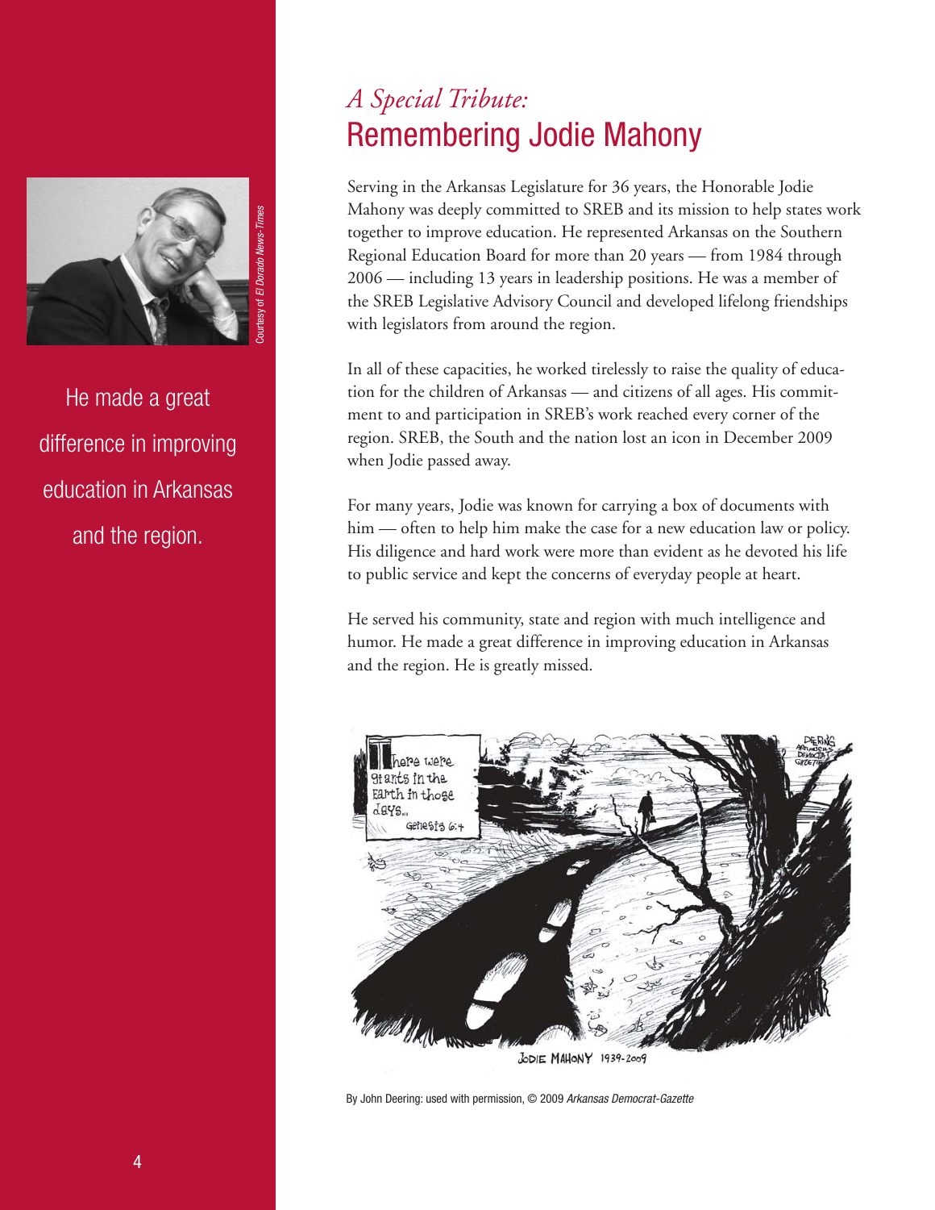*A Special Tribute:*

# Remembering Jodie Mahony

Courtesy of *El Dorado News-Times*

He made a great difference in improving education in Arkansas and the region.

Serving in the Arkansas Legislature for 36 years, the Honorable Jodie Mahony was deeply committed to SREB and its mission to help states work together to improve education. He represented Arkansas on the Southern Regional Education Board for more than 20 years — from 1984 through 2006 — including 13 years in leadership positions. He was a member of the SREB Legislative Advisory Council and developed lifelong friendships with legislators from around the region.

In all of these capacities, he worked tirelessly to raise the quality of education for the children of Arkansas — and citizens of all ages. His commitment to and participation in SREB's work reached every corner of the region. SREB, the South and the nation lost an icon in December 2009 when Jodie passed away.

For many years, Jodie was known for carrying a box of documents with him — often to help him make the case for a new education law or policy. His diligence and hard work were more than evident as he devoted his life to public service and kept the concerns of everyday people at heart.

He served his community, state and region with much intelligence and humor. He made a great difference in improving education in Arkansas and the region. He is greatly missed.

There were giants in the Earth in those days... Genesis 6:4

JODIE MAHONY 1939-2009

By John Deering: used with permission, © 2009 *Arkansas Democrat-Gazette*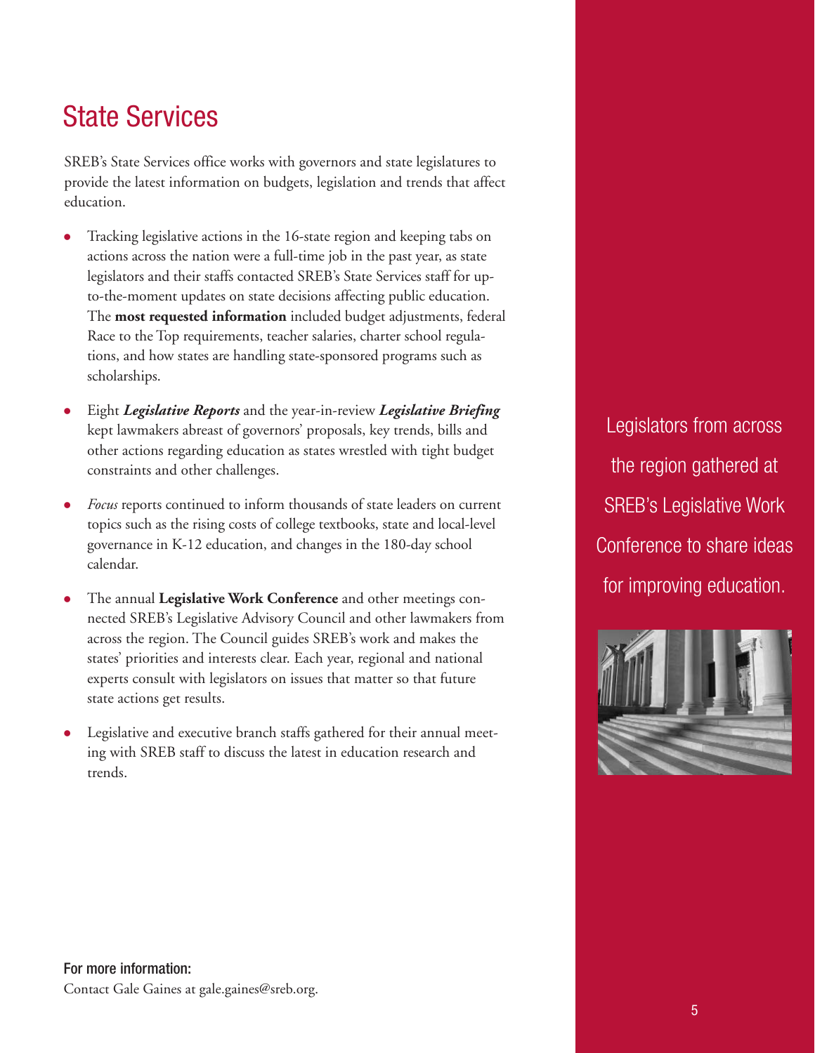# State Services

SREB's State Services office works with governors and state legislatures to provide the latest information on budgets, legislation and trends that affect education.

- Tracking legislative actions in the 16-state region and keeping tabs on actions across the nation were a full-time job in the past year, as state legislators and their staffs contacted SREB's State Services staff for up-to-the-moment updates on state decisions affecting public education. The **most requested information** included budget adjustments, federal Race to the Top requirements, teacher salaries, charter school regulations, and how states are handling state-sponsored programs such as scholarships.
- Eight ***Legislative Reports*** and the year-in-review ***Legislative Briefing*** kept lawmakers abreast of governors' proposals, key trends, bills and other actions regarding education as states wrestled with tight budget constraints and other challenges.
- *Focus* reports continued to inform thousands of state leaders on current topics such as the rising costs of college textbooks, state and local-level governance in K-12 education, and changes in the 180-day school calendar.
- The annual **Legislative Work Conference** and other meetings connected SREB's Legislative Advisory Council and other lawmakers from across the region. The Council guides SREB's work and makes the states' priorities and interests clear. Each year, regional and national experts consult with legislators on issues that matter so that future state actions get results.
- Legislative and executive branch staffs gathered for their annual meeting with SREB staff to discuss the latest in education research and trends.

Legislators from across the region gathered at SREB's Legislative Work Conference to share ideas for improving education.

**For more information:**
Contact Gale Gaines at gale.gaines@sreb.org.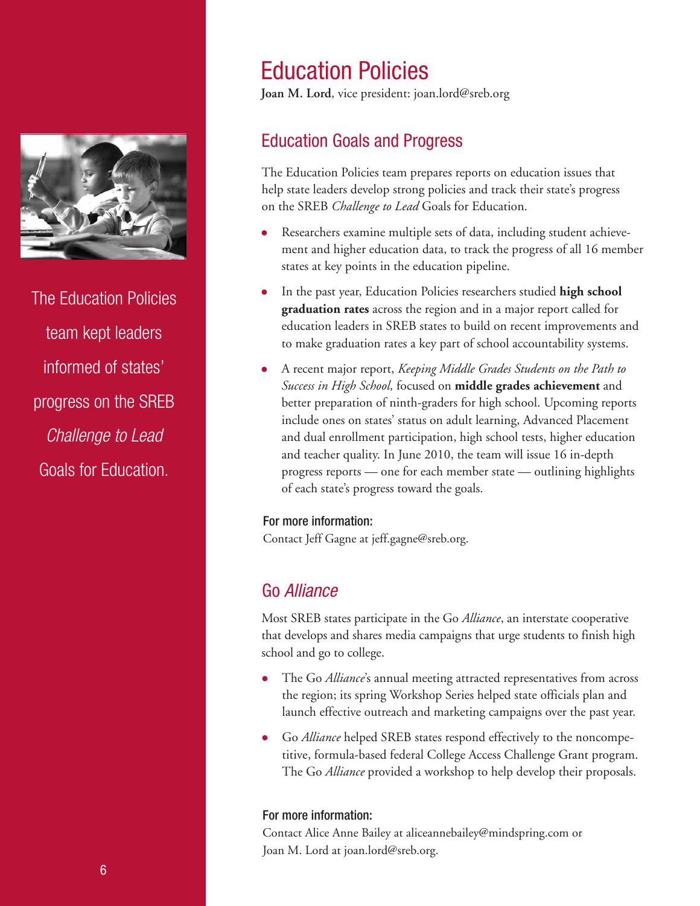# Education Policies

**Joan M. Lord**, vice president: joan.lord@sreb.org

The Education Policies team kept leaders informed of states' progress on the SREB *Challenge to Lead* Goals for Education.

## Education Goals and Progress

The Education Policies team prepares reports on education issues that help state leaders develop strong policies and track their state's progress on the SREB *Challenge to Lead* Goals for Education.

- Researchers examine multiple sets of data, including student achievement and higher education data, to track the progress of all 16 member states at key points in the education pipeline.
- In the past year, Education Policies researchers studied **high school graduation rates** across the region and in a major report called for education leaders in SREB states to build on recent improvements and to make graduation rates a key part of school accountability systems.
- A recent major report, *Keeping Middle Grades Students on the Path to Success in High School,* focused on **middle grades achievement** and better preparation of ninth-graders for high school. Upcoming reports include ones on states' status on adult learning, Advanced Placement and dual enrollment participation, high school tests, higher education and teacher quality. In June 2010, the team will issue 16 in-depth progress reports — one for each member state — outlining highlights of each state's progress toward the goals.

### For more information:

Contact Jeff Gagne at jeff.gagne@sreb.org.

## Go *Alliance*

Most SREB states participate in the Go *Alliance*, an interstate cooperative that develops and shares media campaigns that urge students to finish high school and go to college.

- The Go *Alliance*'s annual meeting attracted representatives from across the region; its spring Workshop Series helped state officials plan and launch effective outreach and marketing campaigns over the past year.
- Go *Alliance* helped SREB states respond effectively to the noncompetitive, formula-based federal College Access Challenge Grant program. The Go *Alliance* provided a workshop to help develop their proposals.

### For more information:

Contact Alice Anne Bailey at aliceannebailey@mindspring.com or Joan M. Lord at joan.lord@sreb.org.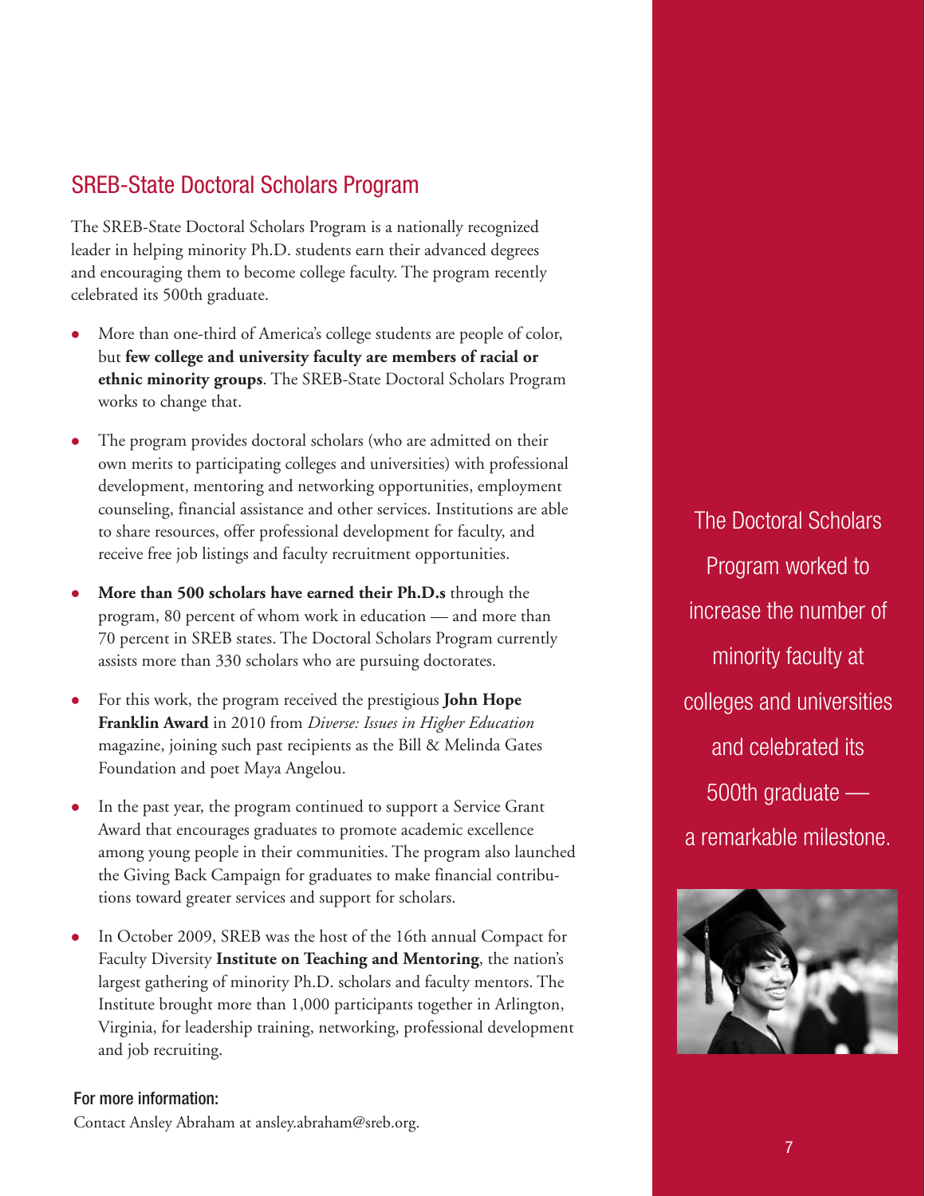## SREB-State Doctoral Scholars Program

The SREB-State Doctoral Scholars Program is a nationally recognized leader in helping minority Ph.D. students earn their advanced degrees and encouraging them to become college faculty. The program recently celebrated its 500th graduate.

- More than one-third of America's college students are people of color, but **few college and university faculty are members of racial or ethnic minority groups**. The SREB-State Doctoral Scholars Program works to change that.
- The program provides doctoral scholars (who are admitted on their own merits to participating colleges and universities) with professional development, mentoring and networking opportunities, employment counseling, financial assistance and other services. Institutions are able to share resources, offer professional development for faculty, and receive free job listings and faculty recruitment opportunities.
- **More than 500 scholars have earned their Ph.D.s** through the program, 80 percent of whom work in education — and more than 70 percent in SREB states. The Doctoral Scholars Program currently assists more than 330 scholars who are pursuing doctorates.
- For this work, the program received the prestigious **John Hope Franklin Award** in 2010 from *Diverse: Issues in Higher Education* magazine, joining such past recipients as the Bill & Melinda Gates Foundation and poet Maya Angelou.
- In the past year, the program continued to support a Service Grant Award that encourages graduates to promote academic excellence among young people in their communities. The program also launched the Giving Back Campaign for graduates to make financial contributions toward greater services and support for scholars.
- In October 2009, SREB was the host of the 16th annual Compact for Faculty Diversity **Institute on Teaching and Mentoring**, the nation's largest gathering of minority Ph.D. scholars and faculty mentors. The Institute brought more than 1,000 participants together in Arlington, Virginia, for leadership training, networking, professional development and job recruiting.

**For more information:**

Contact Ansley Abraham at ansley.abraham@sreb.org.

The Doctoral Scholars Program worked to increase the number of minority faculty at colleges and universities and celebrated its 500th graduate — a remarkable milestone.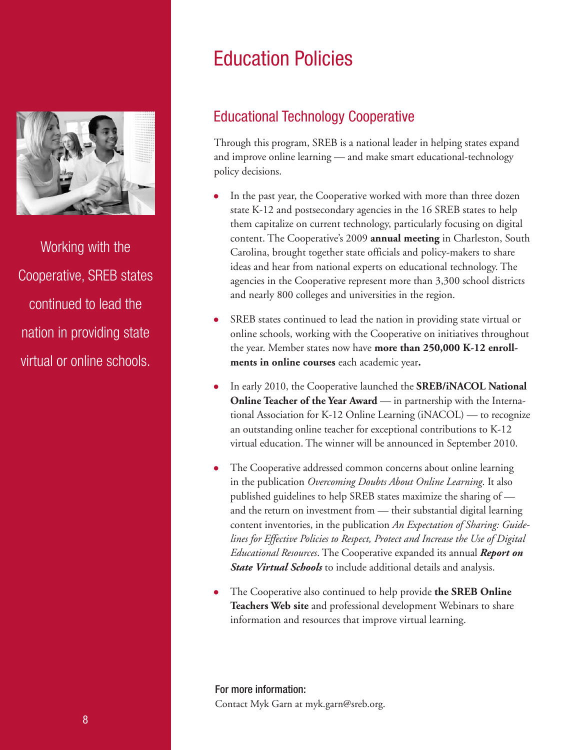Working with the Cooperative, SREB states continued to lead the nation in providing state virtual or online schools.

# Education Policies

## Educational Technology Cooperative

Through this program, SREB is a national leader in helping states expand and improve online learning — and make smart educational-technology policy decisions.

- In the past year, the Cooperative worked with more than three dozen state K-12 and postsecondary agencies in the 16 SREB states to help them capitalize on current technology, particularly focusing on digital content. The Cooperative's 2009 **annual meeting** in Charleston, South Carolina, brought together state officials and policy-makers to share ideas and hear from national experts on educational technology. The agencies in the Cooperative represent more than 3,300 school districts and nearly 800 colleges and universities in the region.
- SREB states continued to lead the nation in providing state virtual or online schools, working with the Cooperative on initiatives throughout the year. Member states now have **more than 250,000 K-12 enrollments in online courses** each academic year**.**
- In early 2010, the Cooperative launched the **SREB/iNACOL National Online Teacher of the Year Award** — in partnership with the International Association for K-12 Online Learning (iNACOL) — to recognize an outstanding online teacher for exceptional contributions to K-12 virtual education. The winner will be announced in September 2010.
- The Cooperative addressed common concerns about online learning in the publication *Overcoming Doubts About Online Learning*. It also published guidelines to help SREB states maximize the sharing of — and the return on investment from — their substantial digital learning content inventories, in the publication *An Expectation of Sharing: Guidelines for Effective Policies to Respect, Protect and Increase the Use of Digital Educational Resources*. The Cooperative expanded its annual ***Report on State Virtual Schools*** to include additional details and analysis.
- The Cooperative also continued to help provide **the SREB Online Teachers Web site** and professional development Webinars to share information and resources that improve virtual learning.

**For more information:**
Contact Myk Garn at myk.garn@sreb.org.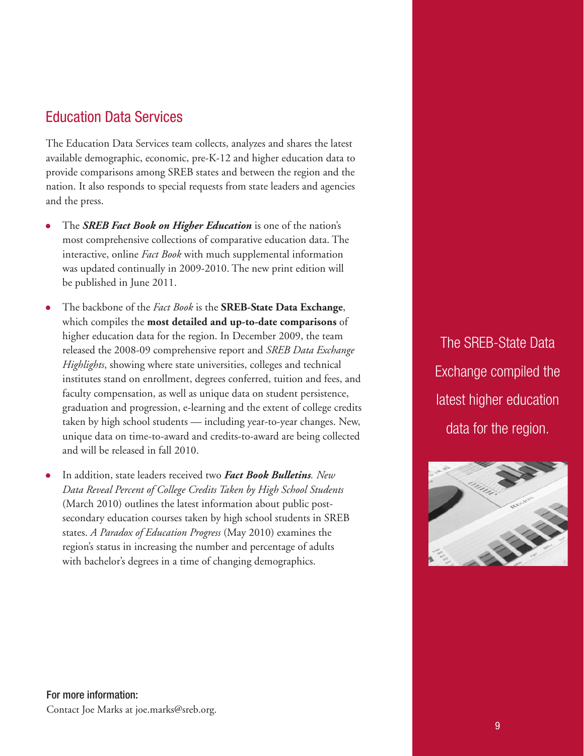## Education Data Services

The Education Data Services team collects, analyzes and shares the latest available demographic, economic, pre-K-12 and higher education data to provide comparisons among SREB states and between the region and the nation. It also responds to special requests from state leaders and agencies and the press.

- The ***SREB Fact Book on Higher Education*** is one of the nation's most comprehensive collections of comparative education data. The interactive, online *Fact Book* with much supplemental information was updated continually in 2009-2010. The new print edition will be published in June 2011.
- The backbone of the *Fact Book* is the **SREB-State Data Exchange**, which compiles the **most detailed and up-to-date comparisons** of higher education data for the region. In December 2009, the team released the 2008-09 comprehensive report and *SREB Data Exchange Highlights*, showing where state universities, colleges and technical institutes stand on enrollment, degrees conferred, tuition and fees, and faculty compensation, as well as unique data on student persistence, graduation and progression, e-learning and the extent of college credits taken by high school students — including year-to-year changes. New, unique data on time-to-award and credits-to-award are being collected and will be released in fall 2010.
- In addition, state leaders received two ***Fact Book Bulletins***. *New Data Reveal Percent of College Credits Taken by High School Students* (March 2010) outlines the latest information about public post-secondary education courses taken by high school students in SREB states. *A Paradox of Education Progress* (May 2010) examines the region's status in increasing the number and percentage of adults with bachelor's degrees in a time of changing demographics.

The SREB-State Data Exchange compiled the latest higher education data for the region.

**For more information:**
Contact Joe Marks at joe.marks@sreb.org.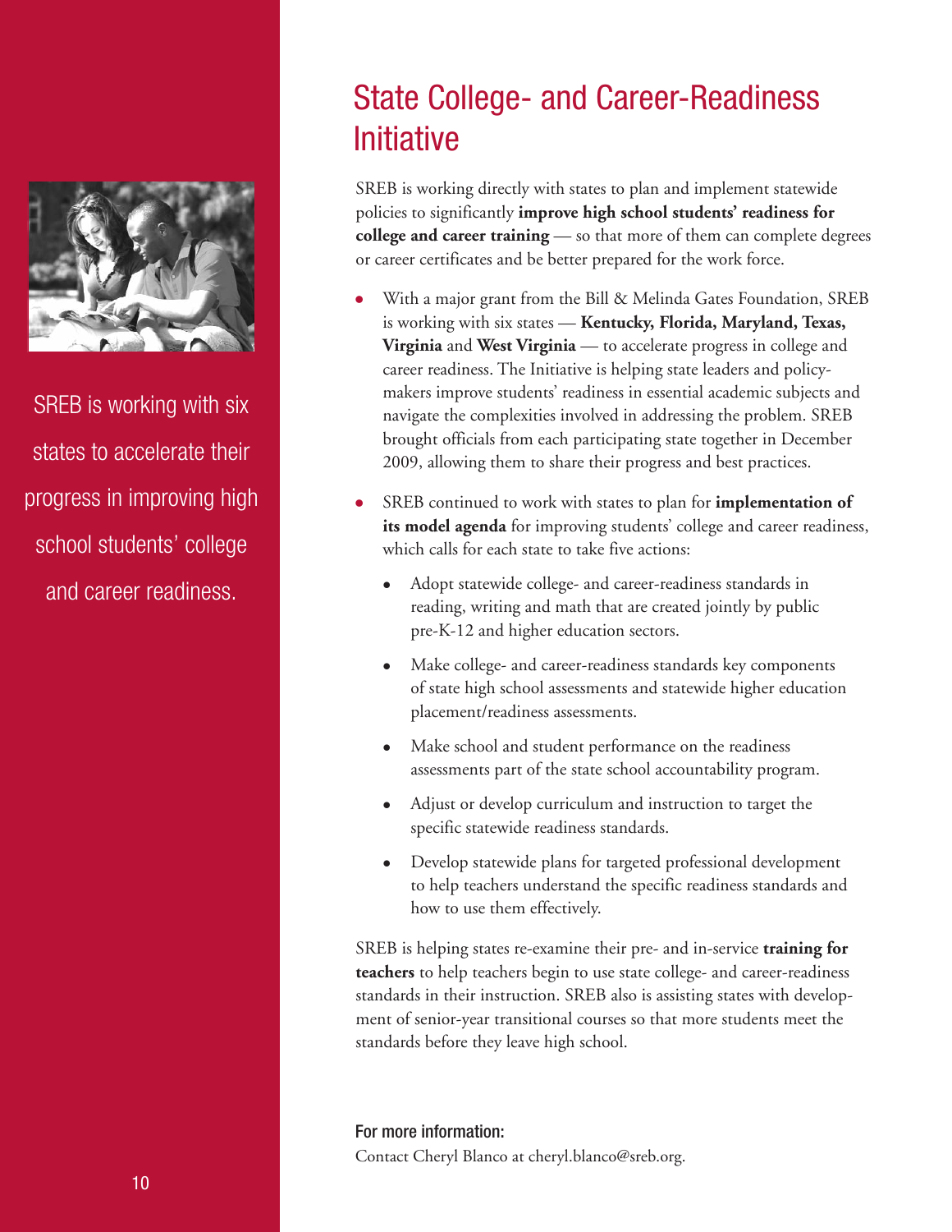SREB is working with six states to accelerate their progress in improving high school students' college and career readiness.

# State College- and Career-Readiness Initiative

SREB is working directly with states to plan and implement statewide policies to significantly **improve high school students' readiness for college and career training** — so that more of them can complete degrees or career certificates and be better prepared for the work force.

- With a major grant from the Bill & Melinda Gates Foundation, SREB is working with six states — **Kentucky, Florida, Maryland, Texas, Virginia** and **West Virginia** — to accelerate progress in college and career readiness. The Initiative is helping state leaders and policy-makers improve students' readiness in essential academic subjects and navigate the complexities involved in addressing the problem. SREB brought officials from each participating state together in December 2009, allowing them to share their progress and best practices.
- SREB continued to work with states to plan for **implementation of its model agenda** for improving students' college and career readiness, which calls for each state to take five actions:
  - Adopt statewide college- and career-readiness standards in reading, writing and math that are created jointly by public pre-K-12 and higher education sectors.
  - Make college- and career-readiness standards key components of state high school assessments and statewide higher education placement/readiness assessments.
  - Make school and student performance on the readiness assessments part of the state school accountability program.
  - Adjust or develop curriculum and instruction to target the specific statewide readiness standards.
  - Develop statewide plans for targeted professional development to help teachers understand the specific readiness standards and how to use them effectively.

SREB is helping states re-examine their pre- and in-service **training for teachers** to help teachers begin to use state college- and career-readiness standards in their instruction. SREB also is assisting states with development of senior-year transitional courses so that more students meet the standards before they leave high school.

### For more information:

Contact Cheryl Blanco at cheryl.blanco@sreb.org.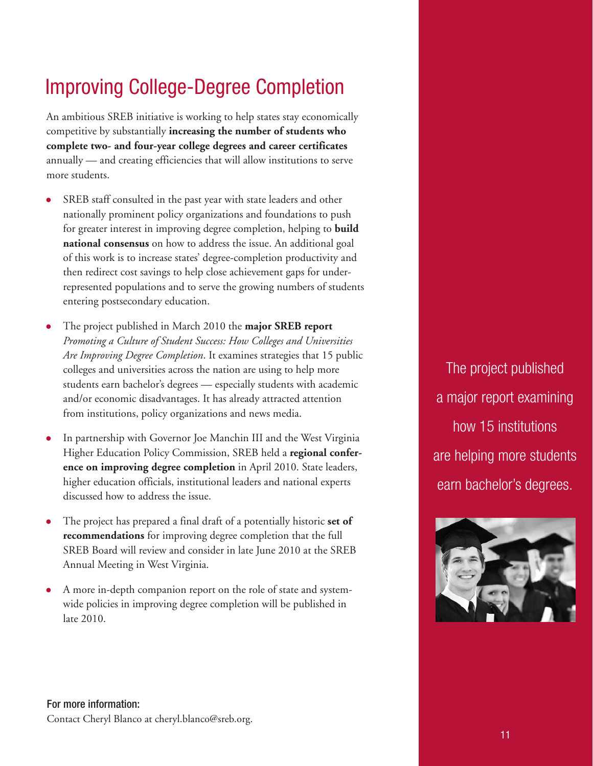# Improving College-Degree Completion

An ambitious SREB initiative is working to help states stay economically competitive by substantially **increasing the number of students who complete two- and four-year college degrees and career certificates** annually — and creating efficiencies that will allow institutions to serve more students.

- SREB staff consulted in the past year with state leaders and other nationally prominent policy organizations and foundations to push for greater interest in improving degree completion, helping to **build national consensus** on how to address the issue. An additional goal of this work is to increase states' degree-completion productivity and then redirect cost savings to help close achievement gaps for under-represented populations and to serve the growing numbers of students entering postsecondary education.
- The project published in March 2010 the **major SREB report** *Promoting a Culture of Student Success: How Colleges and Universities Are Improving Degree Completion*. It examines strategies that 15 public colleges and universities across the nation are using to help more students earn bachelor's degrees — especially students with academic and/or economic disadvantages. It has already attracted attention from institutions, policy organizations and news media.
- In partnership with Governor Joe Manchin III and the West Virginia Higher Education Policy Commission, SREB held a **regional conference on improving degree completion** in April 2010. State leaders, higher education officials, institutional leaders and national experts discussed how to address the issue.
- The project has prepared a final draft of a potentially historic **set of recommendations** for improving degree completion that the full SREB Board will review and consider in late June 2010 at the SREB Annual Meeting in West Virginia.
- A more in-depth companion report on the role of state and system-wide policies in improving degree completion will be published in late 2010.

The project published a major report examining how 15 institutions are helping more students earn bachelor's degrees.

**For more information:**
Contact Cheryl Blanco at cheryl.blanco@sreb.org.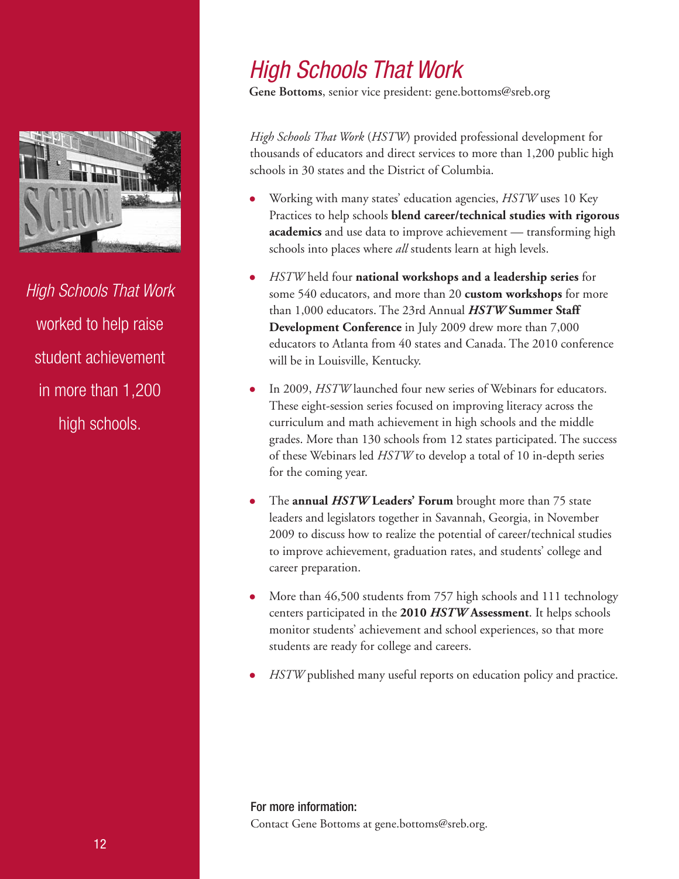*High Schools That Work* worked to help raise student achievement in more than 1,200 high schools.

# *High Schools That Work*

**Gene Bottoms**, senior vice president: gene.bottoms@sreb.org

*High Schools That Work* (*HSTW*) provided professional development for thousands of educators and direct services to more than 1,200 public high schools in 30 states and the District of Columbia.

- Working with many states' education agencies, *HSTW* uses 10 Key Practices to help schools **blend career/technical studies with rigorous academics** and use data to improve achievement — transforming high schools into places where *all* students learn at high levels.
- *HSTW* held four **national workshops and a leadership series** for some 540 educators, and more than 20 **custom workshops** for more than 1,000 educators. The 23rd Annual ***HSTW* Summer Staff Development Conference** in July 2009 drew more than 7,000 educators to Atlanta from 40 states and Canada. The 2010 conference will be in Louisville, Kentucky.
- In 2009, *HSTW* launched four new series of Webinars for educators. These eight-session series focused on improving literacy across the curriculum and math achievement in high schools and the middle grades. More than 130 schools from 12 states participated. The success of these Webinars led *HSTW* to develop a total of 10 in-depth series for the coming year.
- The **annual *HSTW* Leaders' Forum** brought more than 75 state leaders and legislators together in Savannah, Georgia, in November 2009 to discuss how to realize the potential of career/technical studies to improve achievement, graduation rates, and students' college and career preparation.
- More than 46,500 students from 757 high schools and 111 technology centers participated in the **2010 *HSTW* Assessment**. It helps schools monitor students' achievement and school experiences, so that more students are ready for college and careers.
- *HSTW* published many useful reports on education policy and practice.

**For more information:**
Contact Gene Bottoms at gene.bottoms@sreb.org.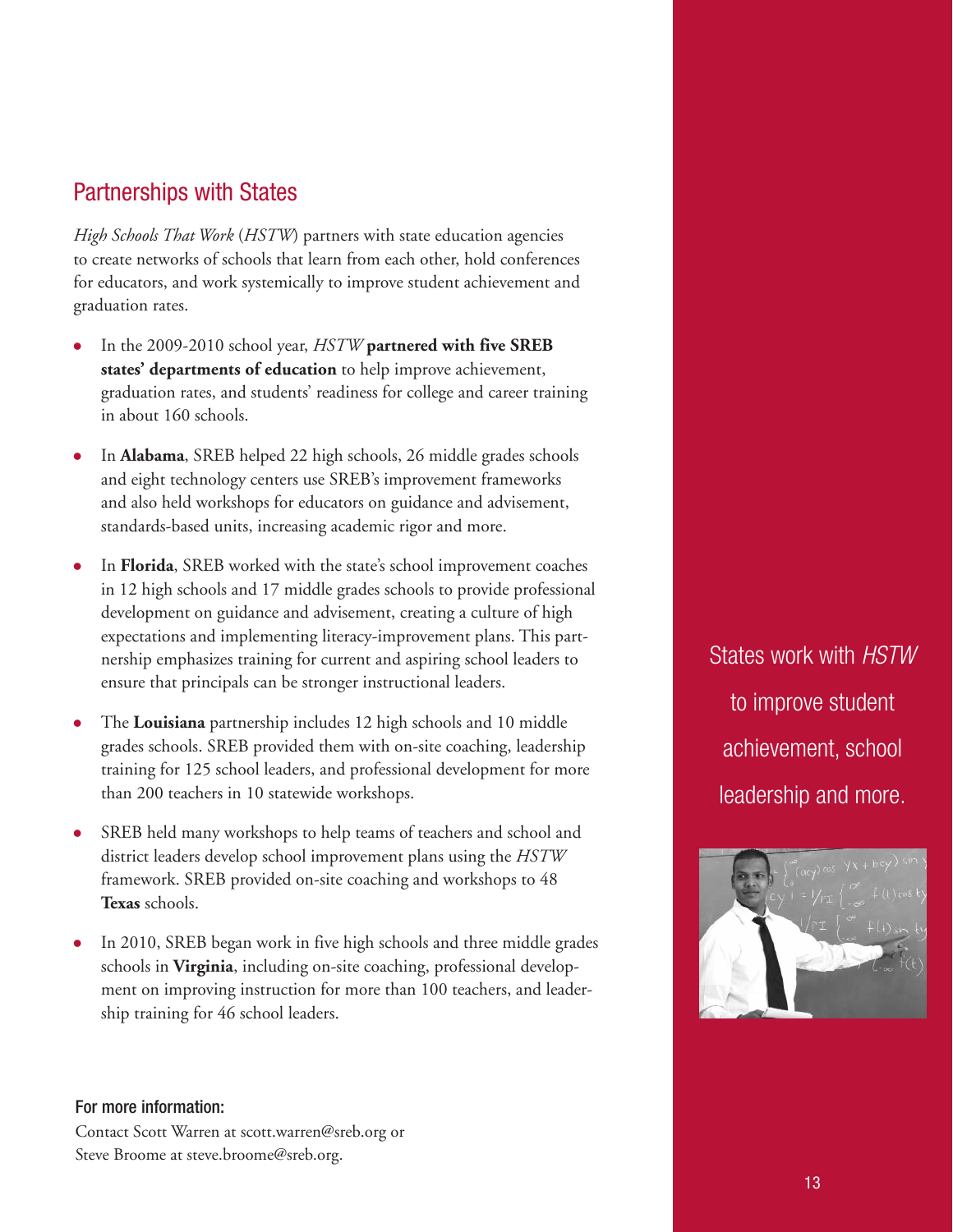## Partnerships with States

*High Schools That Work* (*HSTW*) partners with state education agencies to create networks of schools that learn from each other, hold conferences for educators, and work systemically to improve student achievement and graduation rates.

- In the 2009-2010 school year, *HSTW* **partnered with five SREB states' departments of education** to help improve achievement, graduation rates, and students' readiness for college and career training in about 160 schools.
- In **Alabama**, SREB helped 22 high schools, 26 middle grades schools and eight technology centers use SREB's improvement frameworks and also held workshops for educators on guidance and advisement, standards-based units, increasing academic rigor and more.
- In **Florida**, SREB worked with the state's school improvement coaches in 12 high schools and 17 middle grades schools to provide professional development on guidance and advisement, creating a culture of high expectations and implementing literacy-improvement plans. This partnership emphasizes training for current and aspiring school leaders to ensure that principals can be stronger instructional leaders.
- The **Louisiana** partnership includes 12 high schools and 10 middle grades schools. SREB provided them with on-site coaching, leadership training for 125 school leaders, and professional development for more than 200 teachers in 10 statewide workshops.
- SREB held many workshops to help teams of teachers and school and district leaders develop school improvement plans using the *HSTW* framework. SREB provided on-site coaching and workshops to 48 **Texas** schools.
- In 2010, SREB began work in five high schools and three middle grades schools in **Virginia**, including on-site coaching, professional development on improving instruction for more than 100 teachers, and leadership training for 46 school leaders.

States work with *HSTW* to improve student achievement, school leadership and more.

### For more information:

Contact Scott Warren at scott.warren@sreb.org or Steve Broome at steve.broome@sreb.org.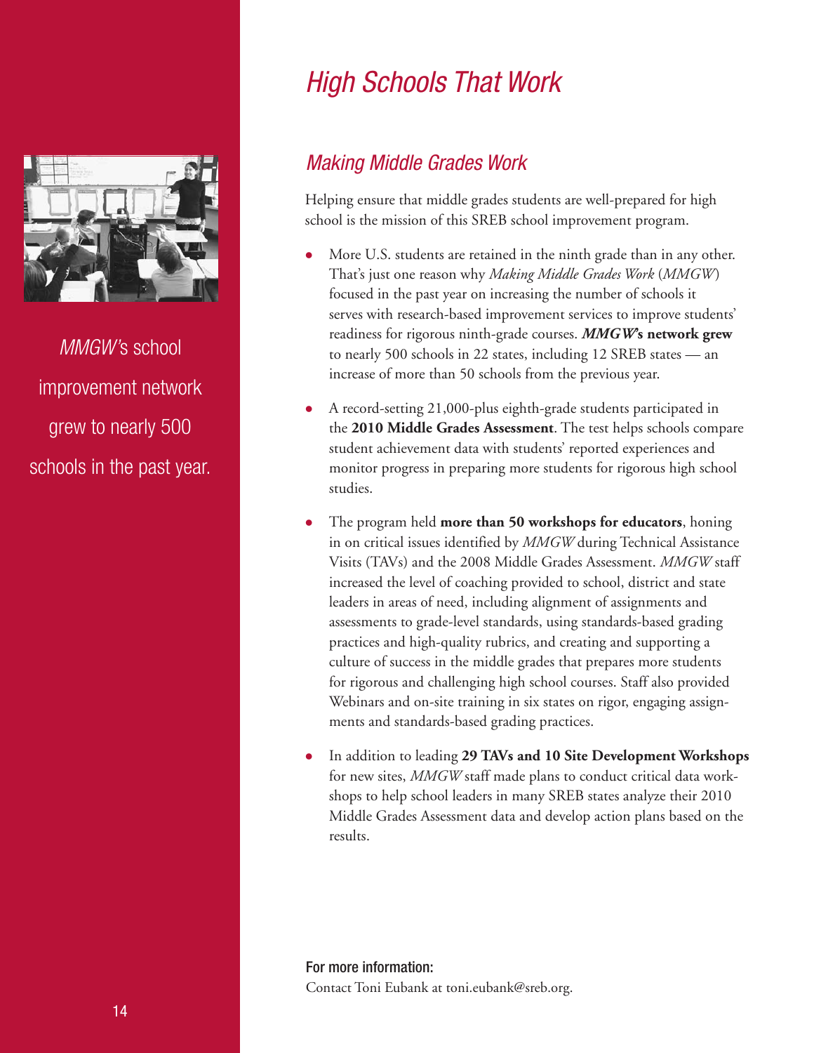# *High Schools That Work*

*MMGW*'s school improvement network grew to nearly 500 schools in the past year.

## *Making Middle Grades Work*

Helping ensure that middle grades students are well-prepared for high school is the mission of this SREB school improvement program.

- More U.S. students are retained in the ninth grade than in any other. That's just one reason why *Making Middle Grades Work* (*MMGW*) focused in the past year on increasing the number of schools it serves with research-based improvement services to improve students' readiness for rigorous ninth-grade courses. ***MMGW*'s network grew** to nearly 500 schools in 22 states, including 12 SREB states — an increase of more than 50 schools from the previous year.

- A record-setting 21,000-plus eighth-grade students participated in the **2010 Middle Grades Assessment**. The test helps schools compare student achievement data with students' reported experiences and monitor progress in preparing more students for rigorous high school studies.

- The program held **more than 50 workshops for educators**, honing in on critical issues identified by *MMGW* during Technical Assistance Visits (TAVs) and the 2008 Middle Grades Assessment. *MMGW* staff increased the level of coaching provided to school, district and state leaders in areas of need, including alignment of assignments and assessments to grade-level standards, using standards-based grading practices and high-quality rubrics, and creating and supporting a culture of success in the middle grades that prepares more students for rigorous and challenging high school courses. Staff also provided Webinars and on-site training in six states on rigor, engaging assignments and standards-based grading practices.

- In addition to leading **29 TAVs and 10 Site Development Workshops** for new sites, *MMGW* staff made plans to conduct critical data workshops to help school leaders in many SREB states analyze their 2010 Middle Grades Assessment data and develop action plans based on the results.

**For more information:**
Contact Toni Eubank at toni.eubank@sreb.org.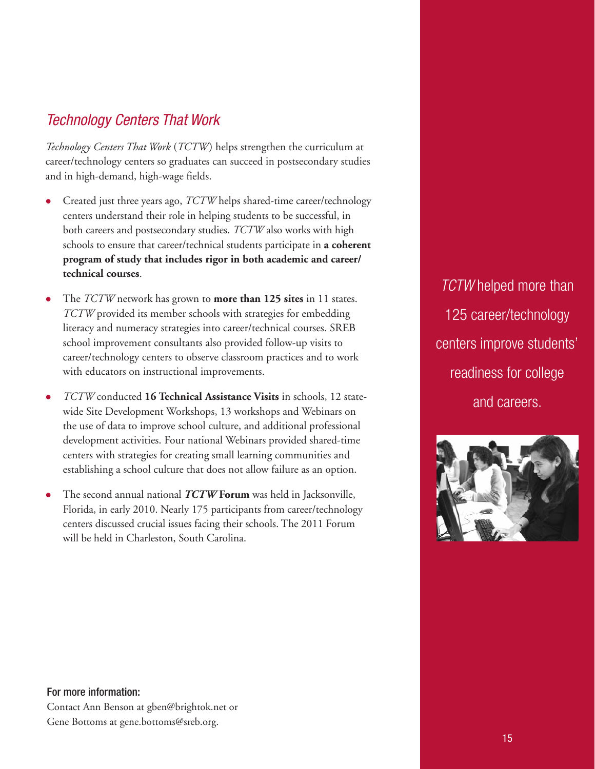## *Technology Centers That Work*

*Technology Centers That Work* (*TCTW*) helps strengthen the curriculum at career/technology centers so graduates can succeed in postsecondary studies and in high-demand, high-wage fields.

- Created just three years ago, *TCTW* helps shared-time career/technology centers understand their role in helping students to be successful, in both careers and postsecondary studies. *TCTW* also works with high schools to ensure that career/technical students participate in **a coherent program of study that includes rigor in both academic and career/technical courses**.
- The *TCTW* network has grown to **more than 125 sites** in 11 states. *TCTW* provided its member schools with strategies for embedding literacy and numeracy strategies into career/technical courses. SREB school improvement consultants also provided follow-up visits to career/technology centers to observe classroom practices and to work with educators on instructional improvements.
- *TCTW* conducted **16 Technical Assistance Visits** in schools, 12 statewide Site Development Workshops, 13 workshops and Webinars on the use of data to improve school culture, and additional professional development activities. Four national Webinars provided shared-time centers with strategies for creating small learning communities and establishing a school culture that does not allow failure as an option.
- The second annual national ***TCTW* Forum** was held in Jacksonville, Florida, in early 2010. Nearly 175 participants from career/technology centers discussed crucial issues facing their schools. The 2011 Forum will be held in Charleston, South Carolina.

*TCTW* helped more than 125 career/technology centers improve students' readiness for college and careers.

**For more information:**
Contact Ann Benson at gben@brightok.net or Gene Bottoms at gene.bottoms@sreb.org.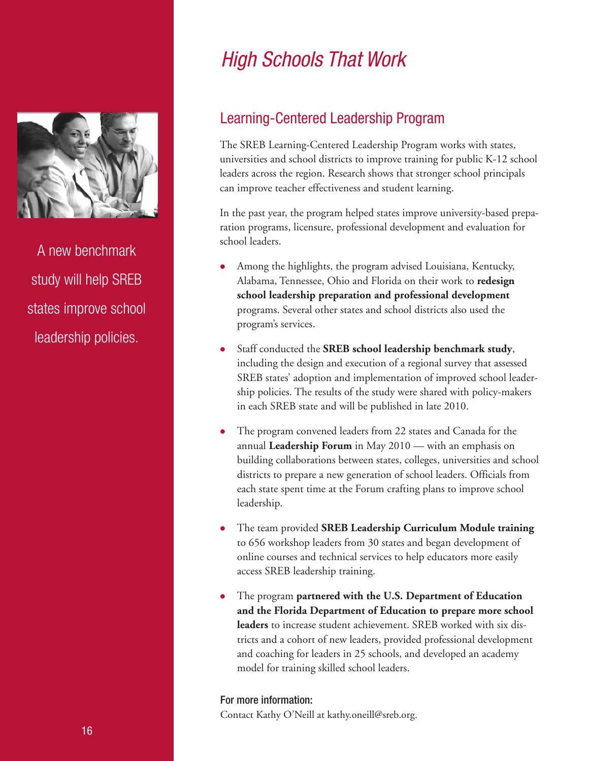# *High Schools That Work*

A new benchmark study will help SREB states improve school leadership policies.

## Learning-Centered Leadership Program

The SREB Learning-Centered Leadership Program works with states, universities and school districts to improve training for public K-12 school leaders across the region. Research shows that stronger school principals can improve teacher effectiveness and student learning.

In the past year, the program helped states improve university-based preparation programs, licensure, professional development and evaluation for school leaders.

- Among the highlights, the program advised Louisiana, Kentucky, Alabama, Tennessee, Ohio and Florida on their work to **redesign school leadership preparation and professional development** programs. Several other states and school districts also used the program's services.
- Staff conducted the **SREB school leadership benchmark study**, including the design and execution of a regional survey that assessed SREB states' adoption and implementation of improved school leadership policies. The results of the study were shared with policy-makers in each SREB state and will be published in late 2010.
- The program convened leaders from 22 states and Canada for the annual **Leadership Forum** in May 2010 — with an emphasis on building collaborations between states, colleges, universities and school districts to prepare a new generation of school leaders. Officials from each state spent time at the Forum crafting plans to improve school leadership.
- The team provided **SREB Leadership Curriculum Module training** to 656 workshop leaders from 30 states and began development of online courses and technical services to help educators more easily access SREB leadership training.
- The program **partnered with the U.S. Department of Education and the Florida Department of Education to prepare more school leaders** to increase student achievement. SREB worked with six districts and a cohort of new leaders, provided professional development and coaching for leaders in 25 schools, and developed an academy model for training skilled school leaders.

**For more information:**

Contact Kathy O'Neill at kathy.oneill@sreb.org.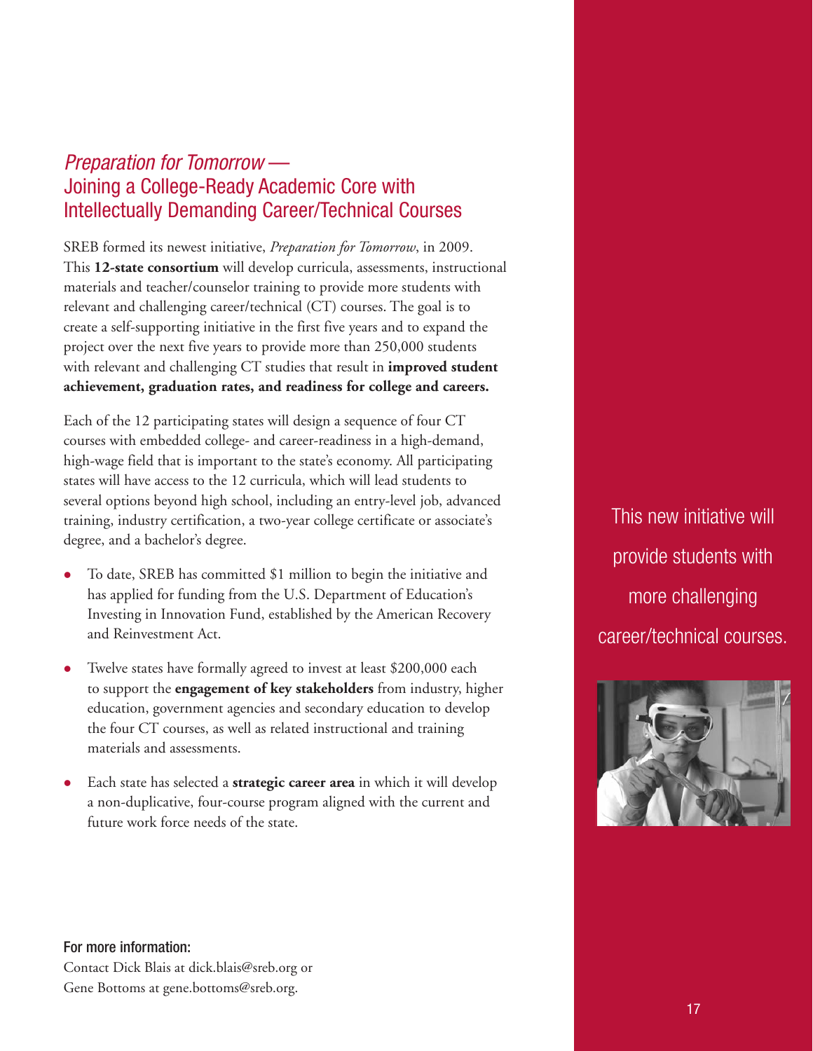## *Preparation for Tomorrow* — Joining a College-Ready Academic Core with Intellectually Demanding Career/Technical Courses

SREB formed its newest initiative, *Preparation for Tomorrow*, in 2009. This **12-state consortium** will develop curricula, assessments, instructional materials and teacher/counselor training to provide more students with relevant and challenging career/technical (CT) courses. The goal is to create a self-supporting initiative in the first five years and to expand the project over the next five years to provide more than 250,000 students with relevant and challenging CT studies that result in **improved student achievement, graduation rates, and readiness for college and careers.**

Each of the 12 participating states will design a sequence of four CT courses with embedded college- and career-readiness in a high-demand, high-wage field that is important to the state's economy. All participating states will have access to the 12 curricula, which will lead students to several options beyond high school, including an entry-level job, advanced training, industry certification, a two-year college certificate or associate's degree, and a bachelor's degree.

- To date, SREB has committed $1 million to begin the initiative and has applied for funding from the U.S. Department of Education's Investing in Innovation Fund, established by the American Recovery and Reinvestment Act.
- Twelve states have formally agreed to invest at least $200,000 each to support the **engagement of key stakeholders** from industry, higher education, government agencies and secondary education to develop the four CT courses, as well as related instructional and training materials and assessments.
- Each state has selected a **strategic career area** in which it will develop a non-duplicative, four-course program aligned with the current and future work force needs of the state.

This new initiative will provide students with more challenging career/technical courses.

**For more information:**
Contact Dick Blais at dick.blais@sreb.org or Gene Bottoms at gene.bottoms@sreb.org.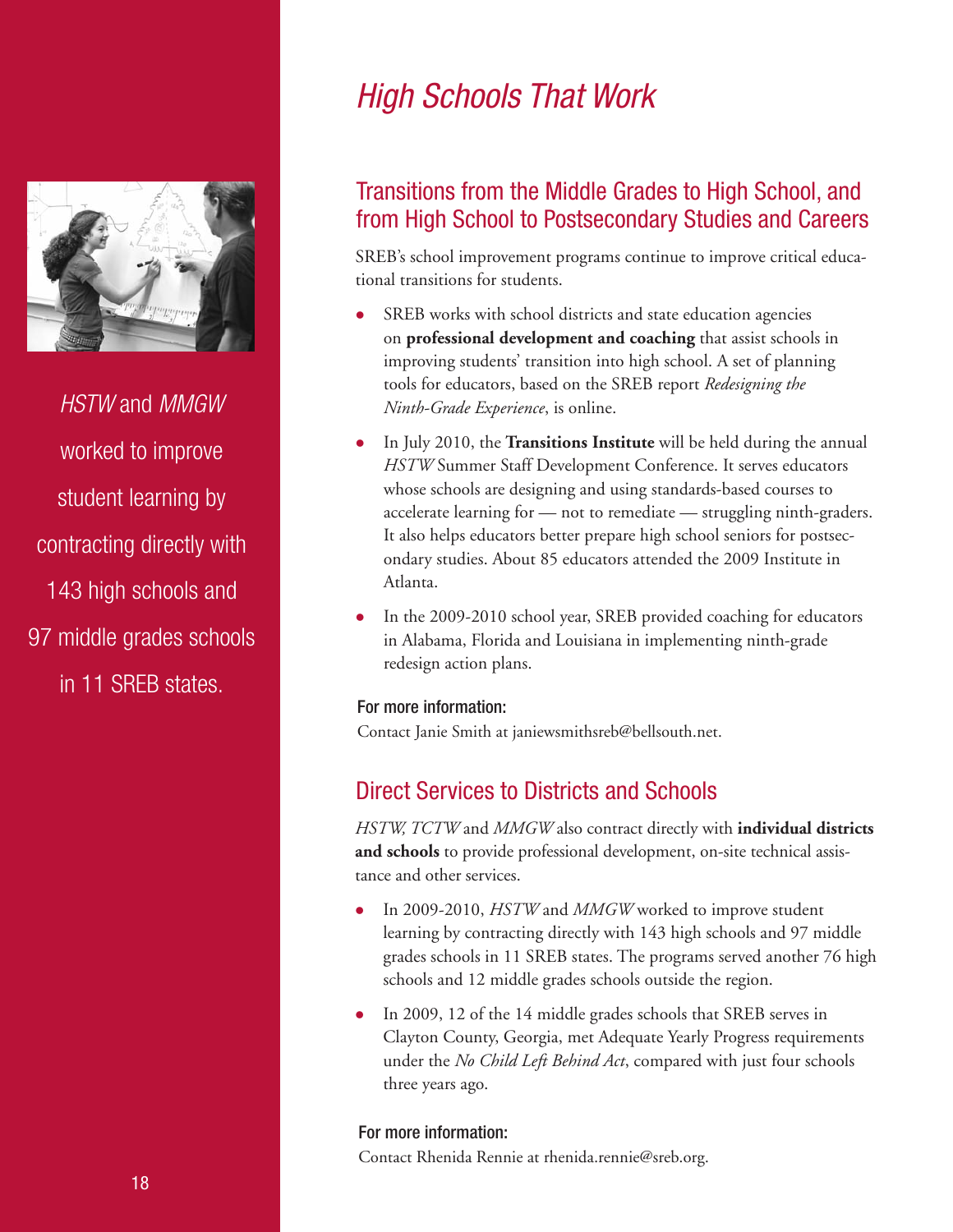# *High Schools That Work*

*HSTW* and *MMGW* worked to improve student learning by contracting directly with 143 high schools and 97 middle grades schools in 11 SREB states.

## Transitions from the Middle Grades to High School, and from High School to Postsecondary Studies and Careers

SREB's school improvement programs continue to improve critical educational transitions for students.

- SREB works with school districts and state education agencies on **professional development and coaching** that assist schools in improving students' transition into high school. A set of planning tools for educators, based on the SREB report *Redesigning the Ninth-Grade Experience*, is online.
- In July 2010, the **Transitions Institute** will be held during the annual *HSTW* Summer Staff Development Conference. It serves educators whose schools are designing and using standards-based courses to accelerate learning for — not to remediate — struggling ninth-graders. It also helps educators better prepare high school seniors for postsecondary studies. About 85 educators attended the 2009 Institute in Atlanta.
- In the 2009-2010 school year, SREB provided coaching for educators in Alabama, Florida and Louisiana in implementing ninth-grade redesign action plans.

**For more information:**

Contact Janie Smith at janiewsmithsreb@bellsouth.net.

## Direct Services to Districts and Schools

*HSTW, TCTW* and *MMGW* also contract directly with **individual districts and schools** to provide professional development, on-site technical assistance and other services.

- In 2009-2010, *HSTW* and *MMGW* worked to improve student learning by contracting directly with 143 high schools and 97 middle grades schools in 11 SREB states. The programs served another 76 high schools and 12 middle grades schools outside the region.
- In 2009, 12 of the 14 middle grades schools that SREB serves in Clayton County, Georgia, met Adequate Yearly Progress requirements under the *No Child Left Behind Act*, compared with just four schools three years ago.

**For more information:**

Contact Rhenida Rennie at rhenida.rennie@sreb.org.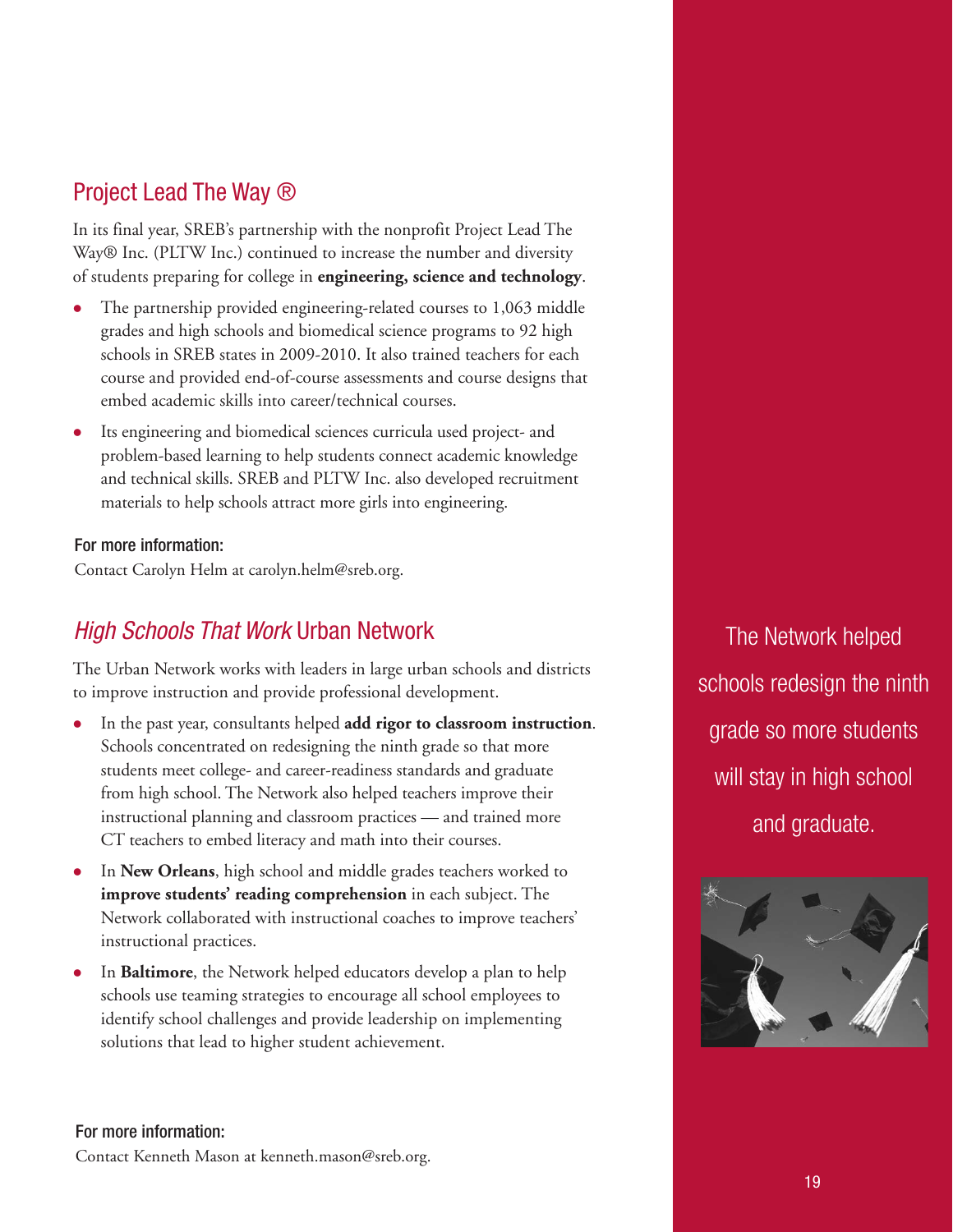## Project Lead The Way ®

In its final year, SREB's partnership with the nonprofit Project Lead The Way® Inc. (PLTW Inc.) continued to increase the number and diversity of students preparing for college in **engineering, science and technology**.

- The partnership provided engineering-related courses to 1,063 middle grades and high schools and biomedical science programs to 92 high schools in SREB states in 2009-2010. It also trained teachers for each course and provided end-of-course assessments and course designs that embed academic skills into career/technical courses.
- Its engineering and biomedical sciences curricula used project- and problem-based learning to help students connect academic knowledge and technical skills. SREB and PLTW Inc. also developed recruitment materials to help schools attract more girls into engineering.

**For more information:**
Contact Carolyn Helm at carolyn.helm@sreb.org.

## *High Schools That Work* Urban Network

The Urban Network works with leaders in large urban schools and districts to improve instruction and provide professional development.

- In the past year, consultants helped **add rigor to classroom instruction**. Schools concentrated on redesigning the ninth grade so that more students meet college- and career-readiness standards and graduate from high school. The Network also helped teachers improve their instructional planning and classroom practices — and trained more CT teachers to embed literacy and math into their courses.
- In **New Orleans**, high school and middle grades teachers worked to **improve students' reading comprehension** in each subject. The Network collaborated with instructional coaches to improve teachers' instructional practices.
- In **Baltimore**, the Network helped educators develop a plan to help schools use teaming strategies to encourage all school employees to identify school challenges and provide leadership on implementing solutions that lead to higher student achievement.

**For more information:**
Contact Kenneth Mason at kenneth.mason@sreb.org.

The Network helped schools redesign the ninth grade so more students will stay in high school and graduate.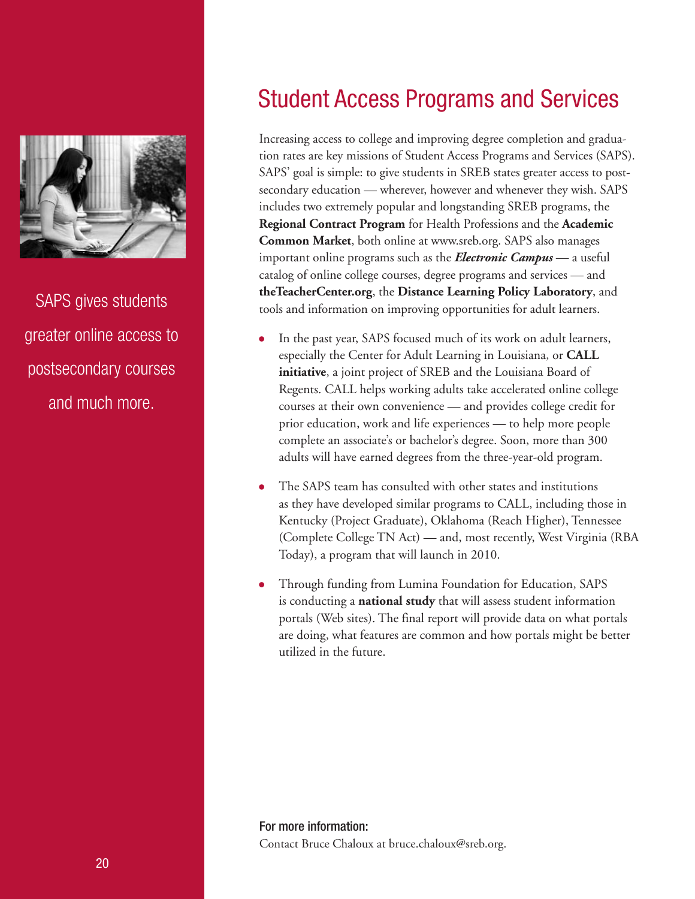SAPS gives students greater online access to postsecondary courses and much more.

# Student Access Programs and Services

Increasing access to college and improving degree completion and graduation rates are key missions of Student Access Programs and Services (SAPS). SAPS' goal is simple: to give students in SREB states greater access to postsecondary education — wherever, however and whenever they wish. SAPS includes two extremely popular and longstanding SREB programs, the **Regional Contract Program** for Health Professions and the **Academic Common Market**, both online at www.sreb.org. SAPS also manages important online programs such as the ***Electronic Campus*** — a useful catalog of online college courses, degree programs and services — and **theTeacherCenter.org**, the **Distance Learning Policy Laboratory**, and tools and information on improving opportunities for adult learners.

- In the past year, SAPS focused much of its work on adult learners, especially the Center for Adult Learning in Louisiana, or **CALL initiative**, a joint project of SREB and the Louisiana Board of Regents. CALL helps working adults take accelerated online college courses at their own convenience — and provides college credit for prior education, work and life experiences — to help more people complete an associate's or bachelor's degree. Soon, more than 300 adults will have earned degrees from the three-year-old program.
- The SAPS team has consulted with other states and institutions as they have developed similar programs to CALL, including those in Kentucky (Project Graduate), Oklahoma (Reach Higher), Tennessee (Complete College TN Act) — and, most recently, West Virginia (RBA Today), a program that will launch in 2010.
- Through funding from Lumina Foundation for Education, SAPS is conducting a **national study** that will assess student information portals (Web sites). The final report will provide data on what portals are doing, what features are common and how portals might be better utilized in the future.

**For more information:**
Contact Bruce Chaloux at bruce.chaloux@sreb.org.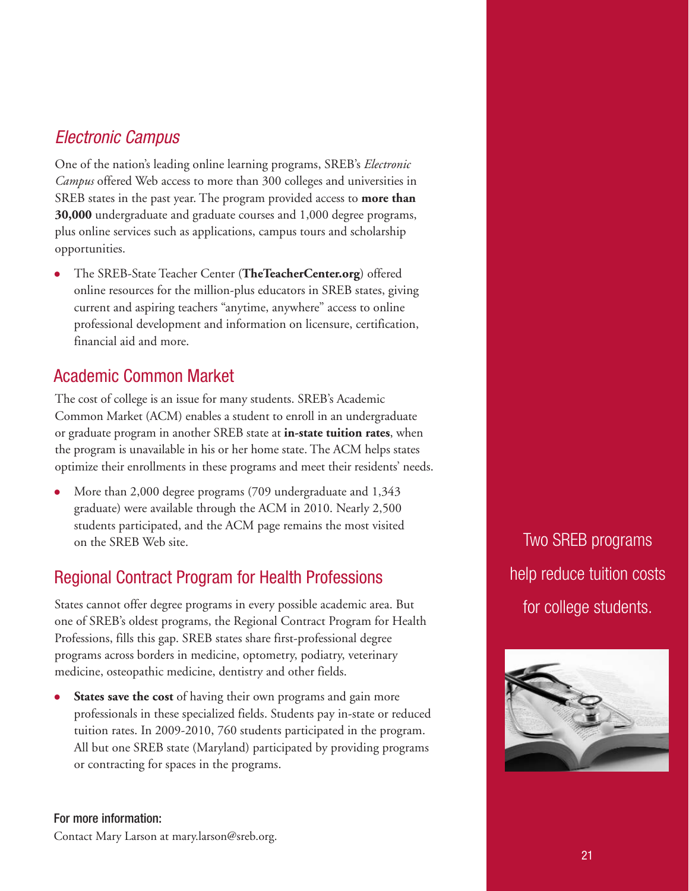## *Electronic Campus*

One of the nation's leading online learning programs, SREB's *Electronic Campus* offered Web access to more than 300 colleges and universities in SREB states in the past year. The program provided access to **more than 30,000** undergraduate and graduate courses and 1,000 degree programs, plus online services such as applications, campus tours and scholarship opportunities.

- The SREB-State Teacher Center (**TheTeacherCenter.org**) offered online resources for the million-plus educators in SREB states, giving current and aspiring teachers "anytime, anywhere" access to online professional development and information on licensure, certification, financial aid and more.

## Academic Common Market

The cost of college is an issue for many students. SREB's Academic Common Market (ACM) enables a student to enroll in an undergraduate or graduate program in another SREB state at **in-state tuition rates**, when the program is unavailable in his or her home state. The ACM helps states optimize their enrollments in these programs and meet their residents' needs.

- More than 2,000 degree programs (709 undergraduate and 1,343 graduate) were available through the ACM in 2010. Nearly 2,500 students participated, and the ACM page remains the most visited on the SREB Web site.

## Regional Contract Program for Health Professions

States cannot offer degree programs in every possible academic area. But one of SREB's oldest programs, the Regional Contract Program for Health Professions, fills this gap. SREB states share first-professional degree programs across borders in medicine, optometry, podiatry, veterinary medicine, osteopathic medicine, dentistry and other fields.

- **States save the cost** of having their own programs and gain more professionals in these specialized fields. Students pay in-state or reduced tuition rates. In 2009-2010, 760 students participated in the program. All but one SREB state (Maryland) participated by providing programs or contracting for spaces in the programs.

Two SREB programs help reduce tuition costs for college students.

**For more information:**

Contact Mary Larson at mary.larson@sreb.org.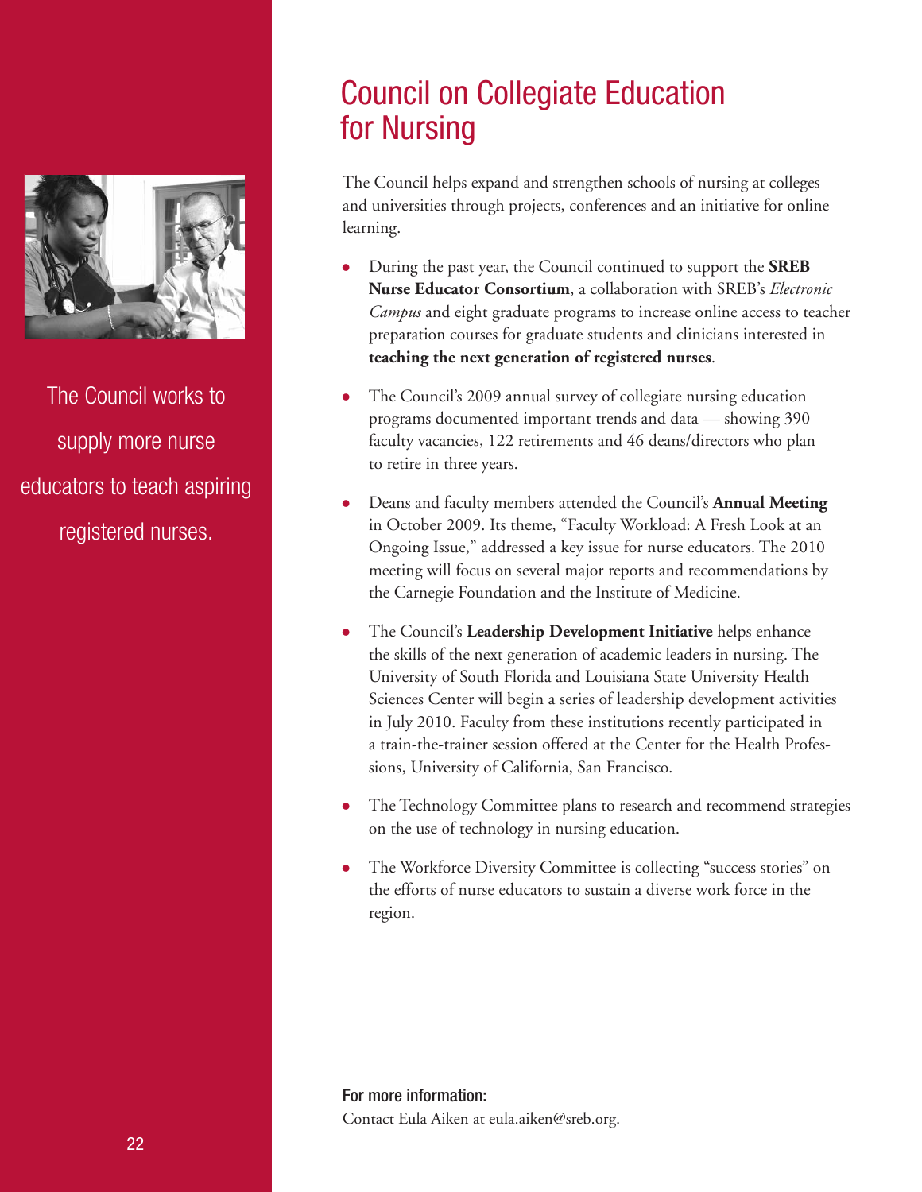The Council works to supply more nurse educators to teach aspiring registered nurses.

# Council on Collegiate Education for Nursing

The Council helps expand and strengthen schools of nursing at colleges and universities through projects, conferences and an initiative for online learning.

- During the past year, the Council continued to support the **SREB Nurse Educator Consortium**, a collaboration with SREB's *Electronic Campus* and eight graduate programs to increase online access to teacher preparation courses for graduate students and clinicians interested in **teaching the next generation of registered nurses**.
- The Council's 2009 annual survey of collegiate nursing education programs documented important trends and data — showing 390 faculty vacancies, 122 retirements and 46 deans/directors who plan to retire in three years.
- Deans and faculty members attended the Council's **Annual Meeting** in October 2009. Its theme, "Faculty Workload: A Fresh Look at an Ongoing Issue," addressed a key issue for nurse educators. The 2010 meeting will focus on several major reports and recommendations by the Carnegie Foundation and the Institute of Medicine.
- The Council's **Leadership Development Initiative** helps enhance the skills of the next generation of academic leaders in nursing. The University of South Florida and Louisiana State University Health Sciences Center will begin a series of leadership development activities in July 2010. Faculty from these institutions recently participated in a train-the-trainer session offered at the Center for the Health Professions, University of California, San Francisco.
- The Technology Committee plans to research and recommend strategies on the use of technology in nursing education.
- The Workforce Diversity Committee is collecting "success stories" on the efforts of nurse educators to sustain a diverse work force in the region.

**For more information:**
Contact Eula Aiken at eula.aiken@sreb.org.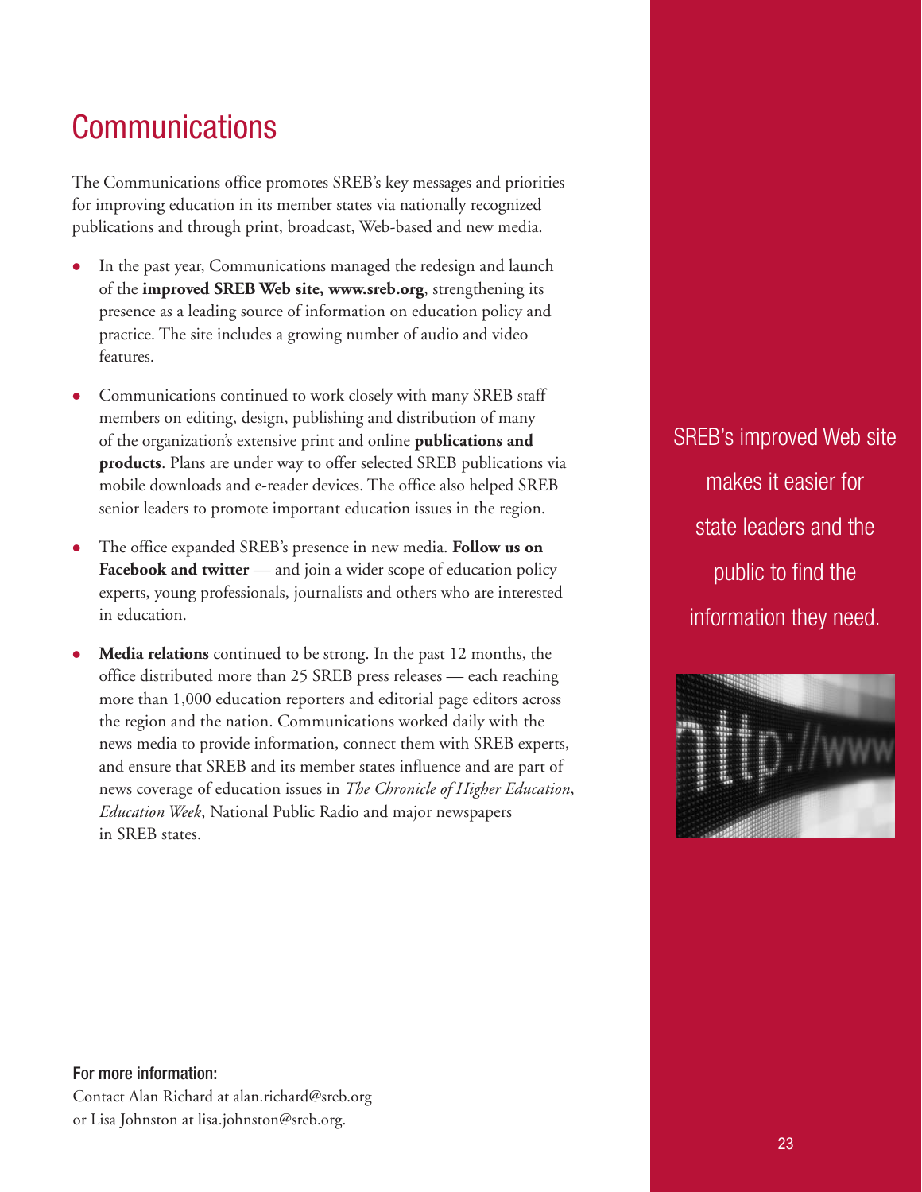# Communications

The Communications office promotes SREB's key messages and priorities for improving education in its member states via nationally recognized publications and through print, broadcast, Web-based and new media.

- In the past year, Communications managed the redesign and launch of the **improved SREB Web site, www.sreb.org**, strengthening its presence as a leading source of information on education policy and practice. The site includes a growing number of audio and video features.
- Communications continued to work closely with many SREB staff members on editing, design, publishing and distribution of many of the organization's extensive print and online **publications and products**. Plans are under way to offer selected SREB publications via mobile downloads and e-reader devices. The office also helped SREB senior leaders to promote important education issues in the region.
- The office expanded SREB's presence in new media. **Follow us on Facebook and twitter** — and join a wider scope of education policy experts, young professionals, journalists and others who are interested in education.
- **Media relations** continued to be strong. In the past 12 months, the office distributed more than 25 SREB press releases — each reaching more than 1,000 education reporters and editorial page editors across the region and the nation. Communications worked daily with the news media to provide information, connect them with SREB experts, and ensure that SREB and its member states influence and are part of news coverage of education issues in *The Chronicle of Higher Education*, *Education Week*, National Public Radio and major newspapers in SREB states.

SREB's improved Web site makes it easier for state leaders and the public to find the information they need.

**For more information:**
Contact Alan Richard at alan.richard@sreb.org or Lisa Johnston at lisa.johnston@sreb.org.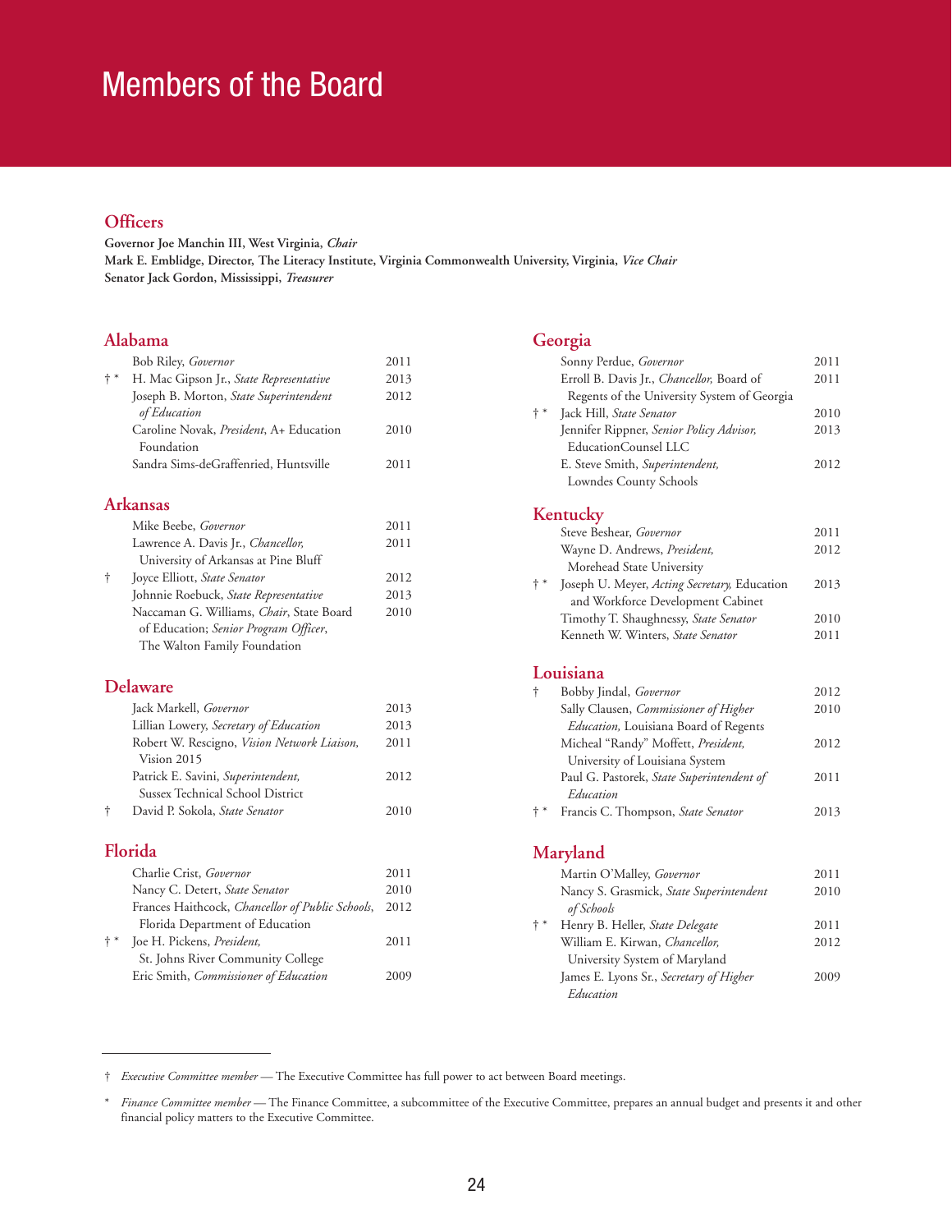# Members of the Board

## Officers

**Governor Joe Manchin III, West Virginia,** ***Chair***
**Mark E. Emblidge, Director, The Literacy Institute, Virginia Commonwealth University, Virginia,** ***Vice Chair***
**Senator Jack Gordon, Mississippi,** ***Treasurer***

## Alabama

| | Name | Term |
|---|---|---|
| | Bob Riley, *Governor* | 2011 |
| † * | H. Mac Gipson Jr., *State Representative* | 2013 |
| | Joseph B. Morton, *State Superintendent of Education* | 2012 |
| | Caroline Novak, *President*, A+ Education Foundation | 2010 |
| | Sandra Sims-deGraffenried, Huntsville | 2011 |

## Arkansas

| | Name | Term |
|---|---|---|
| | Mike Beebe, *Governor* | 2011 |
| | Lawrence A. Davis Jr., *Chancellor,* University of Arkansas at Pine Bluff | 2011 |
| † | Joyce Elliott, *State Senator* | 2012 |
| | Johnnie Roebuck, *State Representative* | 2013 |
| | Naccaman G. Williams, *Chair*, State Board of Education; *Senior Program Officer*, The Walton Family Foundation | 2010 |

## Delaware

| | Name | Term |
|---|---|---|
| | Jack Markell, *Governor* | 2013 |
| | Lillian Lowery, *Secretary of Education* | 2013 |
| | Robert W. Rescigno, *Vision Network Liaison,* Vision 2015 | 2011 |
| | Patrick E. Savini, *Superintendent,* Sussex Technical School District | 2012 |
| † | David P. Sokola, *State Senator* | 2010 |

## Florida

| | Name | Term |
|---|---|---|
| | Charlie Crist, *Governor* | 2011 |
| | Nancy C. Detert, *State Senator* | 2010 |
| | Frances Haithcock, *Chancellor of Public Schools*, Florida Department of Education | 2012 |
| † * | Joe H. Pickens, *President,* St. Johns River Community College | 2011 |
| | Eric Smith, *Commissioner of Education* | 2009 |

## Georgia

| | Name | Term |
|---|---|---|
| | Sonny Perdue, *Governor* | 2011 |
| | Erroll B. Davis Jr., *Chancellor,* Board of Regents of the University System of Georgia | 2011 |
| † * | Jack Hill, *State Senator* | 2010 |
| | Jennifer Rippner, *Senior Policy Advisor,* EducationCounsel LLC | 2013 |
| | E. Steve Smith, *Superintendent,* Lowndes County Schools | 2012 |

## Kentucky

| | Name | Term |
|---|---|---|
| | Steve Beshear, *Governor* | 2011 |
| | Wayne D. Andrews, *President,* Morehead State University | 2012 |
| † * | Joseph U. Meyer, *Acting Secretary,* Education and Workforce Development Cabinet | 2013 |
| | Timothy T. Shaughnessy, *State Senator* | 2010 |
| | Kenneth W. Winters, *State Senator* | 2011 |

## Louisiana

| | Name | Term |
|---|---|---|
| † | Bobby Jindal, *Governor* | 2012 |
| | Sally Clausen, *Commissioner of Higher Education,* Louisiana Board of Regents | 2010 |
| | Micheal "Randy" Moffett, *President,* University of Louisiana System | 2012 |
| | Paul G. Pastorek, *State Superintendent of Education* | 2011 |
| † * | Francis C. Thompson, *State Senator* | 2013 |

## Maryland

| | Name | Term |
|---|---|---|
| | Martin O'Malley, *Governor* | 2011 |
| | Nancy S. Grasmick, *State Superintendent of Schools* | 2010 |
| † * | Henry B. Heller, *State Delegate* | 2011 |
| | William E. Kirwan, *Chancellor,* University System of Maryland | 2012 |
| | James E. Lyons Sr., *Secretary of Higher Education* | 2009 |

† *Executive Committee member* — The Executive Committee has full power to act between Board meetings.

\* *Finance Committee member* — The Finance Committee, a subcommittee of the Executive Committee, prepares an annual budget and presents it and other financial policy matters to the Executive Committee.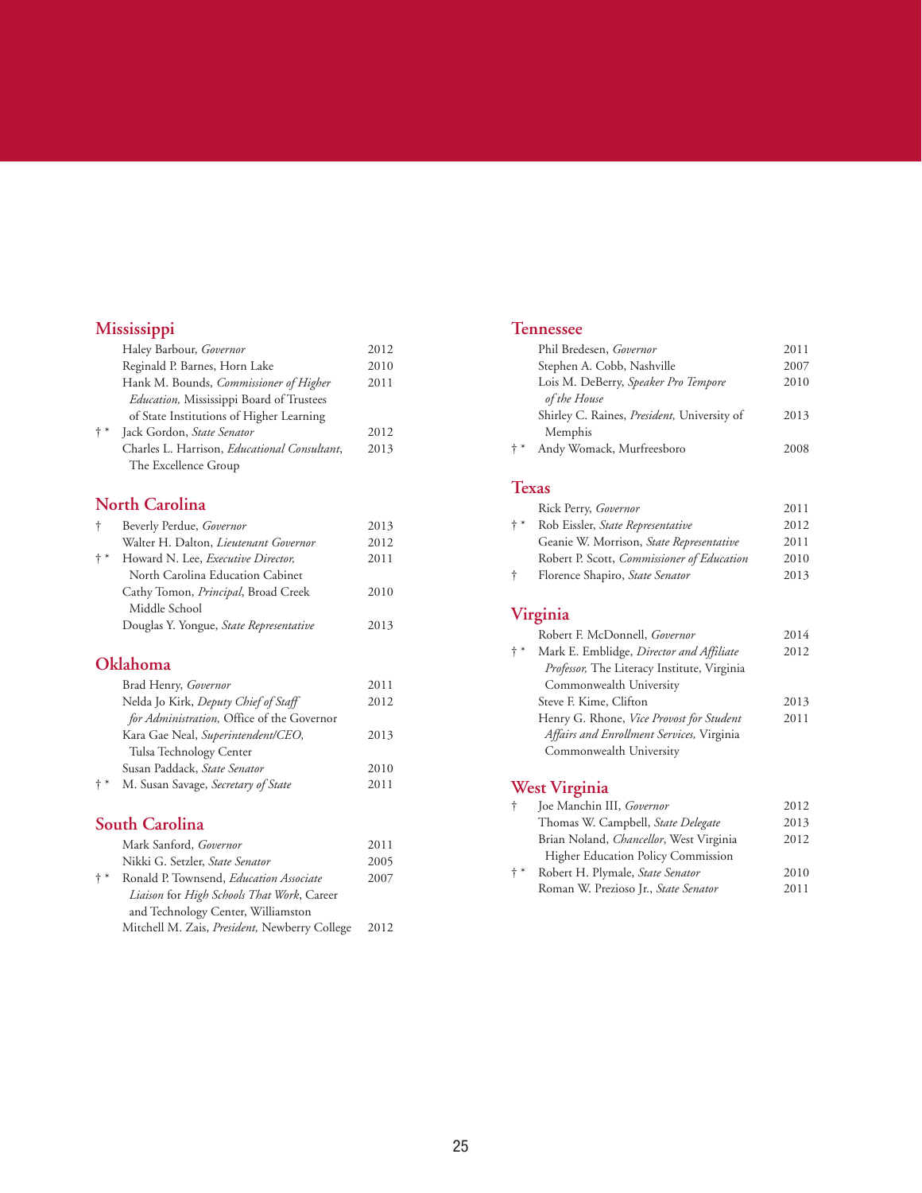## Mississippi

| | | |
|---|---|---|
| | Haley Barbour, *Governor* | 2012 |
| | Reginald P. Barnes, Horn Lake | 2010 |
| | Hank M. Bounds, *Commissioner of Higher Education,* Mississippi Board of Trustees of State Institutions of Higher Learning | 2011 |
| † * | Jack Gordon, *State Senator* | 2012 |
| | Charles L. Harrison, *Educational Consultant*, The Excellence Group | 2013 |

## North Carolina

| | | |
|---|---|---|
| † | Beverly Perdue, *Governor* | 2013 |
| | Walter H. Dalton, *Lieutenant Governor* | 2012 |
| † * | Howard N. Lee, *Executive Director,* North Carolina Education Cabinet | 2011 |
| | Cathy Tomon, *Principal*, Broad Creek Middle School | 2010 |
| | Douglas Y. Yongue, *State Representative* | 2013 |

## Oklahoma

| | | |
|---|---|---|
| | Brad Henry, *Governor* | 2011 |
| | Nelda Jo Kirk, *Deputy Chief of Staff for Administration,* Office of the Governor | 2012 |
| | Kara Gae Neal, *Superintendent/CEO,* Tulsa Technology Center | 2013 |
| | Susan Paddack, *State Senator* | 2010 |
| † * | M. Susan Savage, *Secretary of State* | 2011 |

## South Carolina

| | | |
|---|---|---|
| | Mark Sanford, *Governor* | 2011 |
| | Nikki G. Setzler, *State Senator* | 2005 |
| † * | Ronald P. Townsend, *Education Associate Liaison* for *High Schools That Work*, Career and Technology Center, Williamston | 2007 |
| | Mitchell M. Zais, *President,* Newberry College | 2012 |

## Tennessee

| | | |
|---|---|---|
| | Phil Bredesen, *Governor* | 2011 |
| | Stephen A. Cobb, Nashville | 2007 |
| | Lois M. DeBerry, *Speaker Pro Tempore of the House* | 2010 |
| | Shirley C. Raines, *President,* University of Memphis | 2013 |
| † * | Andy Womack, Murfreesboro | 2008 |

## Texas

| | | |
|---|---|---|
| | Rick Perry, *Governor* | 2011 |
| † * | Rob Eissler, *State Representative* | 2012 |
| | Geanie W. Morrison, *State Representative* | 2011 |
| | Robert P. Scott, *Commissioner of Education* | 2010 |
| † | Florence Shapiro, *State Senator* | 2013 |

## Virginia

| | | |
|---|---|---|
| | Robert F. McDonnell, *Governor* | 2014 |
| † * | Mark E. Emblidge, *Director and Affiliate Professor,* The Literacy Institute, Virginia Commonwealth University | 2012 |
| | Steve F. Kime, Clifton | 2013 |
| | Henry G. Rhone, *Vice Provost for Student Affairs and Enrollment Services,* Virginia Commonwealth University | 2011 |

## West Virginia

| | | |
|---|---|---|
| † | Joe Manchin III, *Governor* | 2012 |
| | Thomas W. Campbell, *State Delegate* | 2013 |
| | Brian Noland, *Chancellor*, West Virginia Higher Education Policy Commission | 2012 |
| † * | Robert H. Plymale, *State Senator* | 2010 |
| | Roman W. Prezioso Jr., *State Senator* | 2011 |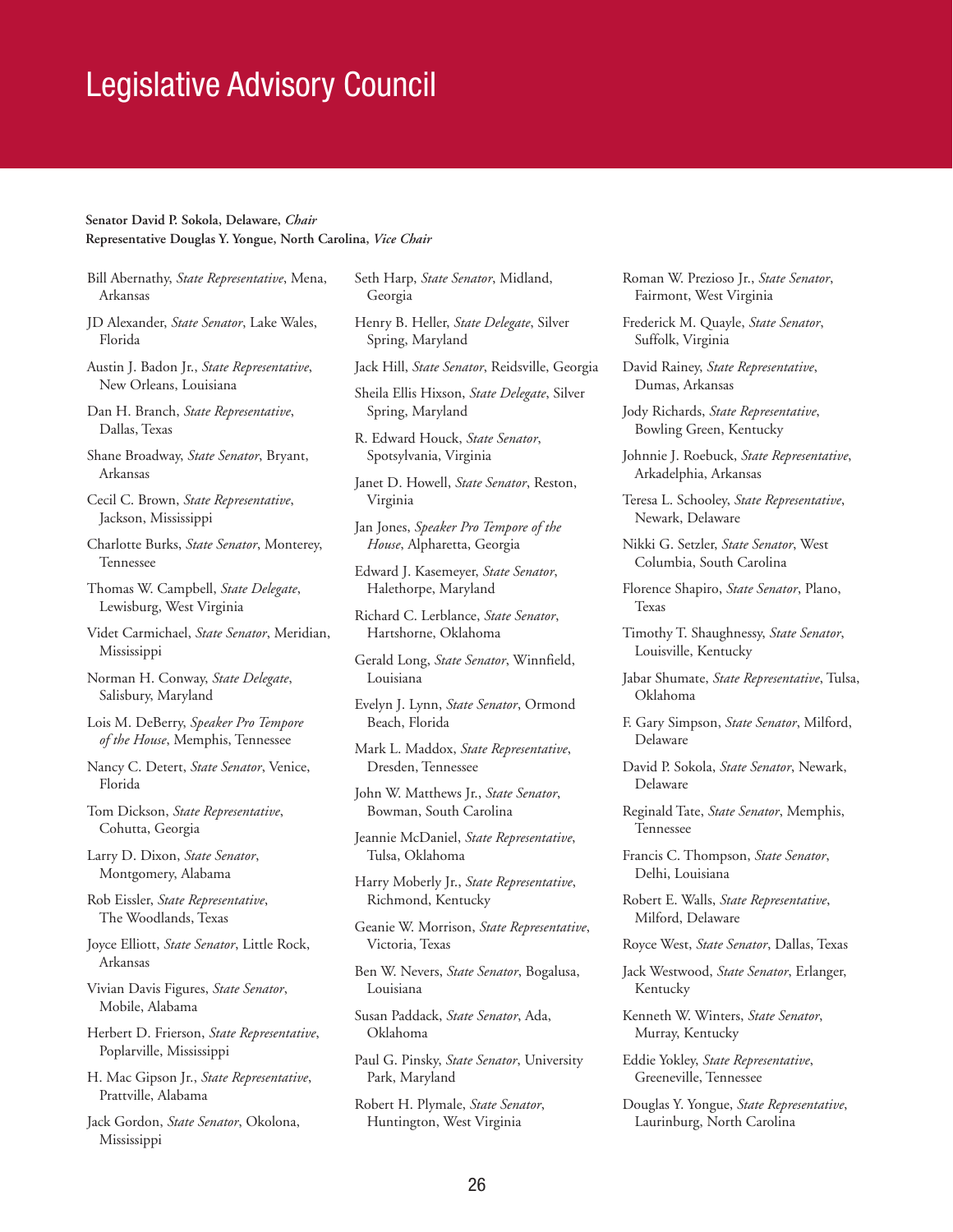# Legislative Advisory Council

**Senator David P. Sokola, Delaware, *Chair***
**Representative Douglas Y. Yongue, North Carolina, *Vice Chair***

Bill Abernathy, *State Representative*, Mena, Arkansas

JD Alexander, *State Senator*, Lake Wales, Florida

Austin J. Badon Jr., *State Representative*, New Orleans, Louisiana

Dan H. Branch, *State Representative*, Dallas, Texas

Shane Broadway, *State Senator*, Bryant, Arkansas

Cecil C. Brown, *State Representative*, Jackson, Mississippi

Charlotte Burks, *State Senator*, Monterey, Tennessee

Thomas W. Campbell, *State Delegate*, Lewisburg, West Virginia

Videt Carmichael, *State Senator*, Meridian, Mississippi

Norman H. Conway, *State Delegate*, Salisbury, Maryland

Lois M. DeBerry, *Speaker Pro Tempore of the House*, Memphis, Tennessee

Nancy C. Detert, *State Senator*, Venice, Florida

Tom Dickson, *State Representative*, Cohutta, Georgia

Larry D. Dixon, *State Senator*, Montgomery, Alabama

Rob Eissler, *State Representative*, The Woodlands, Texas

Joyce Elliott, *State Senator*, Little Rock, Arkansas

Vivian Davis Figures, *State Senator*, Mobile, Alabama

Herbert D. Frierson, *State Representative*, Poplarville, Mississippi

H. Mac Gipson Jr., *State Representative*, Prattville, Alabama

Jack Gordon, *State Senator*, Okolona, Mississippi

Seth Harp, *State Senator*, Midland, Georgia

Henry B. Heller, *State Delegate*, Silver Spring, Maryland

Jack Hill, *State Senator*, Reidsville, Georgia

Sheila Ellis Hixson, *State Delegate*, Silver Spring, Maryland

R. Edward Houck, *State Senator*, Spotsylvania, Virginia

Janet D. Howell, *State Senator*, Reston, Virginia

Jan Jones, *Speaker Pro Tempore of the House*, Alpharetta, Georgia

Edward J. Kasemeyer, *State Senator*, Halethorpe, Maryland

Richard C. Lerblance, *State Senator*, Hartshorne, Oklahoma

Gerald Long, *State Senator*, Winnfield, Louisiana

Evelyn J. Lynn, *State Senator*, Ormond Beach, Florida

Mark L. Maddox, *State Representative*, Dresden, Tennessee

John W. Matthews Jr., *State Senator*, Bowman, South Carolina

Jeannie McDaniel, *State Representative*, Tulsa, Oklahoma

Harry Moberly Jr., *State Representative*, Richmond, Kentucky

Geanie W. Morrison, *State Representative*, Victoria, Texas

Ben W. Nevers, *State Senator*, Bogalusa, Louisiana

Susan Paddack, *State Senator*, Ada, Oklahoma

Paul G. Pinsky, *State Senator*, University Park, Maryland

Robert H. Plymale, *State Senator*, Huntington, West Virginia

Roman W. Prezioso Jr., *State Senator*, Fairmont, West Virginia

Frederick M. Quayle, *State Senator*, Suffolk, Virginia

David Rainey, *State Representative*, Dumas, Arkansas

Jody Richards, *State Representative*, Bowling Green, Kentucky

Johnnie J. Roebuck, *State Representative*, Arkadelphia, Arkansas

Teresa L. Schooley, *State Representative*, Newark, Delaware

Nikki G. Setzler, *State Senator*, West Columbia, South Carolina

Florence Shapiro, *State Senator*, Plano, Texas

Timothy T. Shaughnessy, *State Senator*, Louisville, Kentucky

Jabar Shumate, *State Representative*, Tulsa, Oklahoma

F. Gary Simpson, *State Senator*, Milford, Delaware

David P. Sokola, *State Senator*, Newark, Delaware

Reginald Tate, *State Senator*, Memphis, Tennessee

Francis C. Thompson, *State Senator*, Delhi, Louisiana

Robert E. Walls, *State Representative*, Milford, Delaware

Royce West, *State Senator*, Dallas, Texas

Jack Westwood, *State Senator*, Erlanger, Kentucky

Kenneth W. Winters, *State Senator*, Murray, Kentucky

Eddie Yokley, *State Representative*, Greeneville, Tennessee

Douglas Y. Yongue, *State Representative*, Laurinburg, North Carolina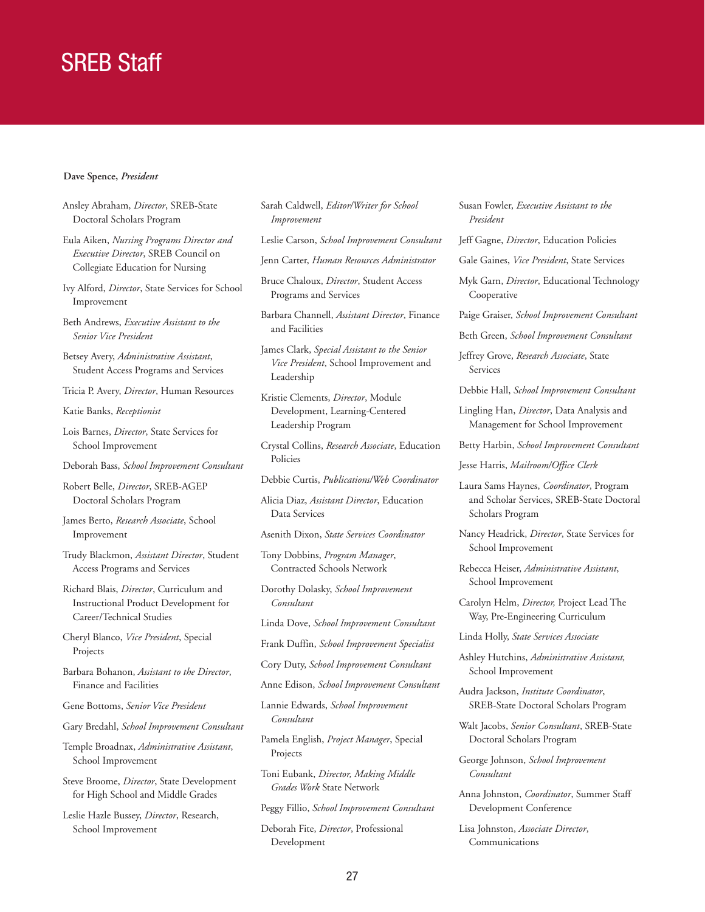# SREB Staff

**Dave Spence, *President***

Ansley Abraham, *Director*, SREB-State Doctoral Scholars Program

Eula Aiken, *Nursing Programs Director and Executive Director*, SREB Council on Collegiate Education for Nursing

Ivy Alford, *Director*, State Services for School Improvement

Beth Andrews, *Executive Assistant to the Senior Vice President*

Betsey Avery, *Administrative Assistant*, Student Access Programs and Services

Tricia P. Avery, *Director*, Human Resources

Katie Banks, *Receptionist*

Lois Barnes, *Director*, State Services for School Improvement

Deborah Bass, *School Improvement Consultant*

Robert Belle, *Director*, SREB-AGEP Doctoral Scholars Program

James Berto, *Research Associate*, School Improvement

Trudy Blackmon, *Assistant Director*, Student Access Programs and Services

Richard Blais, *Director*, Curriculum and Instructional Product Development for Career/Technical Studies

Cheryl Blanco, *Vice President*, Special Projects

Barbara Bohanon, *Assistant to the Director*, Finance and Facilities

Gene Bottoms, *Senior Vice President*

Gary Bredahl, *School Improvement Consultant*

Temple Broadnax, *Administrative Assistant*, School Improvement

Steve Broome, *Director*, State Development for High School and Middle Grades

Leslie Hazle Bussey, *Director*, Research, School Improvement

Sarah Caldwell, *Editor/Writer for School Improvement*

Leslie Carson, *School Improvement Consultant*

Jenn Carter, *Human Resources Administrator*

Bruce Chaloux, *Director*, Student Access Programs and Services

Barbara Channell, *Assistant Director*, Finance and Facilities

James Clark, *Special Assistant to the Senior Vice President*, School Improvement and Leadership

Kristie Clements, *Director*, Module Development, Learning-Centered Leadership Program

Crystal Collins, *Research Associate*, Education Policies

Debbie Curtis, *Publications/Web Coordinator*

Alicia Diaz, *Assistant Director*, Education Data Services

Asenith Dixon, *State Services Coordinator*

Tony Dobbins, *Program Manager*, Contracted Schools Network

Dorothy Dolasky, *School Improvement Consultant*

Linda Dove, *School Improvement Consultant*

Frank Duffin, *School Improvement Specialist*

Cory Duty, *School Improvement Consultant*

Anne Edison, *School Improvement Consultant*

Lannie Edwards, *School Improvement Consultant*

Pamela English, *Project Manager*, Special Projects

Toni Eubank, *Director, Making Middle Grades Work* State Network

Peggy Fillio, *School Improvement Consultant*

Deborah Fite, *Director*, Professional Development

Susan Fowler, *Executive Assistant to the President*

Jeff Gagne, *Director*, Education Policies

Gale Gaines, *Vice President*, State Services

Myk Garn, *Director*, Educational Technology Cooperative

Paige Graiser, *School Improvement Consultant*

Beth Green, *School Improvement Consultant*

Jeffrey Grove, *Research Associate*, State Services

Debbie Hall, *School Improvement Consultant*

Lingling Han, *Director*, Data Analysis and Management for School Improvement

Betty Harbin, *School Improvement Consultant*

Jesse Harris, *Mailroom/Office Clerk*

Laura Sams Haynes, *Coordinator*, Program and Scholar Services, SREB-State Doctoral Scholars Program

Nancy Headrick, *Director*, State Services for School Improvement

Rebecca Heiser, *Administrative Assistant*, School Improvement

Carolyn Helm, *Director,* Project Lead The Way, Pre-Engineering Curriculum

Linda Holly, *State Services Associate*

Ashley Hutchins, *Administrative Assistant,* School Improvement

Audra Jackson, *Institute Coordinator*, SREB-State Doctoral Scholars Program

Walt Jacobs, *Senior Consultant*, SREB-State Doctoral Scholars Program

George Johnson, *School Improvement Consultant*

Anna Johnston, *Coordinator*, Summer Staff Development Conference

Lisa Johnston, *Associate Director*, Communications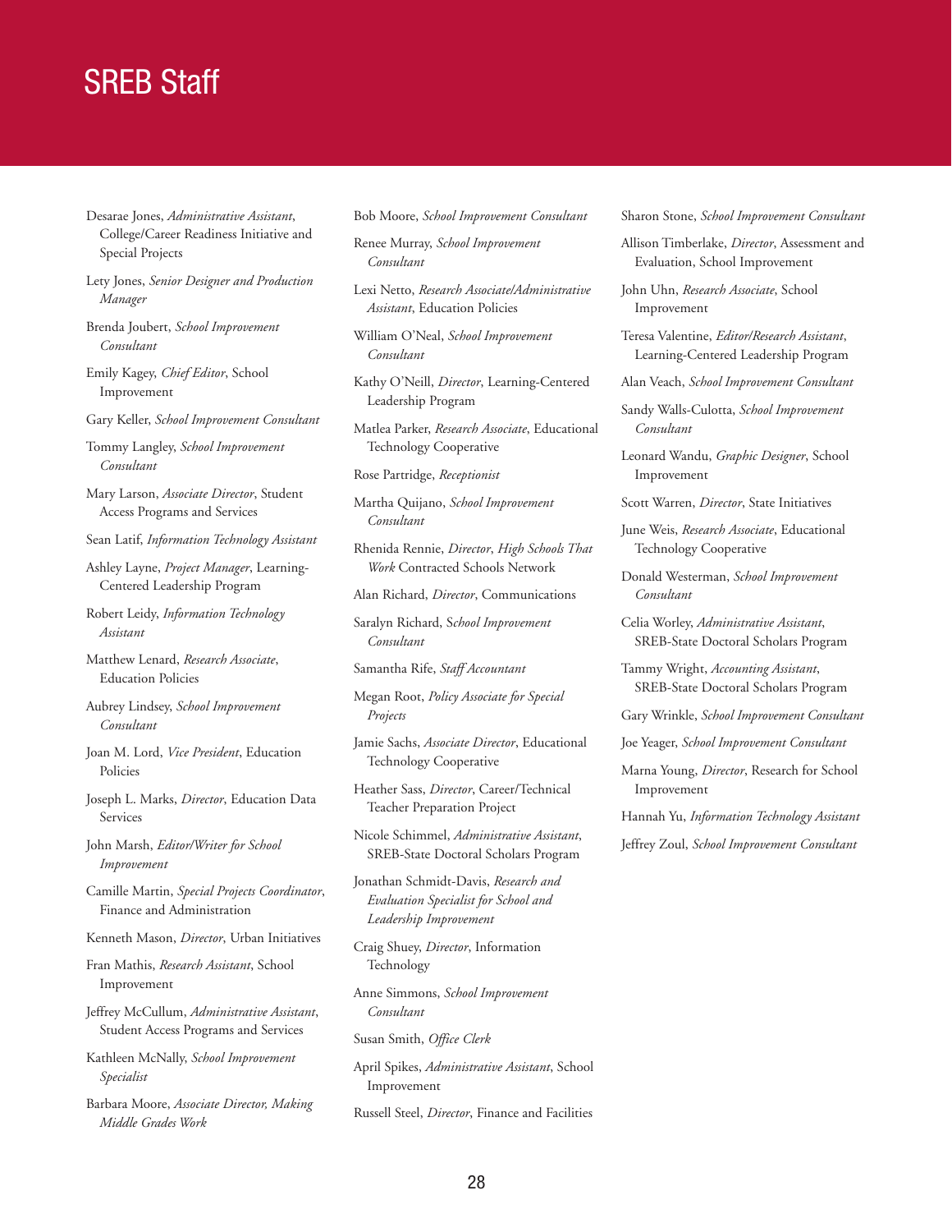# SREB Staff

Desarae Jones, *Administrative Assistant*, College/Career Readiness Initiative and Special Projects

Lety Jones, *Senior Designer and Production Manager*

Brenda Joubert, *School Improvement Consultant*

Emily Kagey, *Chief Editor*, School Improvement

Gary Keller, *School Improvement Consultant*

Tommy Langley, *School Improvement Consultant*

Mary Larson, *Associate Director*, Student Access Programs and Services

Sean Latif, *Information Technology Assistant*

Ashley Layne, *Project Manager*, Learning-Centered Leadership Program

Robert Leidy, *Information Technology Assistant*

Matthew Lenard, *Research Associate*, Education Policies

Aubrey Lindsey, *School Improvement Consultant*

Joan M. Lord, *Vice President*, Education Policies

Joseph L. Marks, *Director*, Education Data Services

John Marsh, *Editor/Writer for School Improvement*

Camille Martin, *Special Projects Coordinator*, Finance and Administration

Kenneth Mason, *Director*, Urban Initiatives

Fran Mathis, *Research Assistant*, School Improvement

Jeffrey McCullum, *Administrative Assistant*, Student Access Programs and Services

Kathleen McNally, *School Improvement Specialist*

Barbara Moore, *Associate Director, Making Middle Grades Work*

Bob Moore, *School Improvement Consultant*

Renee Murray, *School Improvement Consultant*

Lexi Netto, *Research Associate/Administrative Assistant*, Education Policies

William O'Neal, *School Improvement Consultant*

Kathy O'Neill, *Director*, Learning-Centered Leadership Program

Matlea Parker, *Research Associate*, Educational Technology Cooperative

Rose Partridge, *Receptionist*

Martha Quijano, *School Improvement Consultant*

Rhenida Rennie, *Director*, *High Schools That Work* Contracted Schools Network

Alan Richard, *Director*, Communications

Saralyn Richard, *School Improvement Consultant*

Samantha Rife, *Staff Accountant*

Megan Root, *Policy Associate for Special Projects*

Jamie Sachs, *Associate Director*, Educational Technology Cooperative

Heather Sass, *Director*, Career/Technical Teacher Preparation Project

Nicole Schimmel, *Administrative Assistant*, SREB-State Doctoral Scholars Program

Jonathan Schmidt-Davis, *Research and Evaluation Specialist for School and Leadership Improvement*

Craig Shuey, *Director*, Information Technology

Anne Simmons, *School Improvement Consultant*

Susan Smith, *Office Clerk*

April Spikes, *Administrative Assistant*, School Improvement

Russell Steel, *Director*, Finance and Facilities

Sharon Stone, *School Improvement Consultant*

Allison Timberlake, *Director*, Assessment and Evaluation, School Improvement

John Uhn, *Research Associate*, School Improvement

Teresa Valentine, *Editor/Research Assistant*, Learning-Centered Leadership Program

Alan Veach, *School Improvement Consultant*

Sandy Walls-Culotta, *School Improvement Consultant*

Leonard Wandu, *Graphic Designer*, School Improvement

Scott Warren, *Director*, State Initiatives

June Weis, *Research Associate*, Educational Technology Cooperative

Donald Westerman, *School Improvement Consultant*

Celia Worley, *Administrative Assistant*, SREB-State Doctoral Scholars Program

Tammy Wright, *Accounting Assistant*, SREB-State Doctoral Scholars Program

Gary Wrinkle, *School Improvement Consultant*

Joe Yeager, *School Improvement Consultant*

Marna Young, *Director*, Research for School Improvement

Hannah Yu, *Information Technology Assistant*

Jeffrey Zoul, *School Improvement Consultant*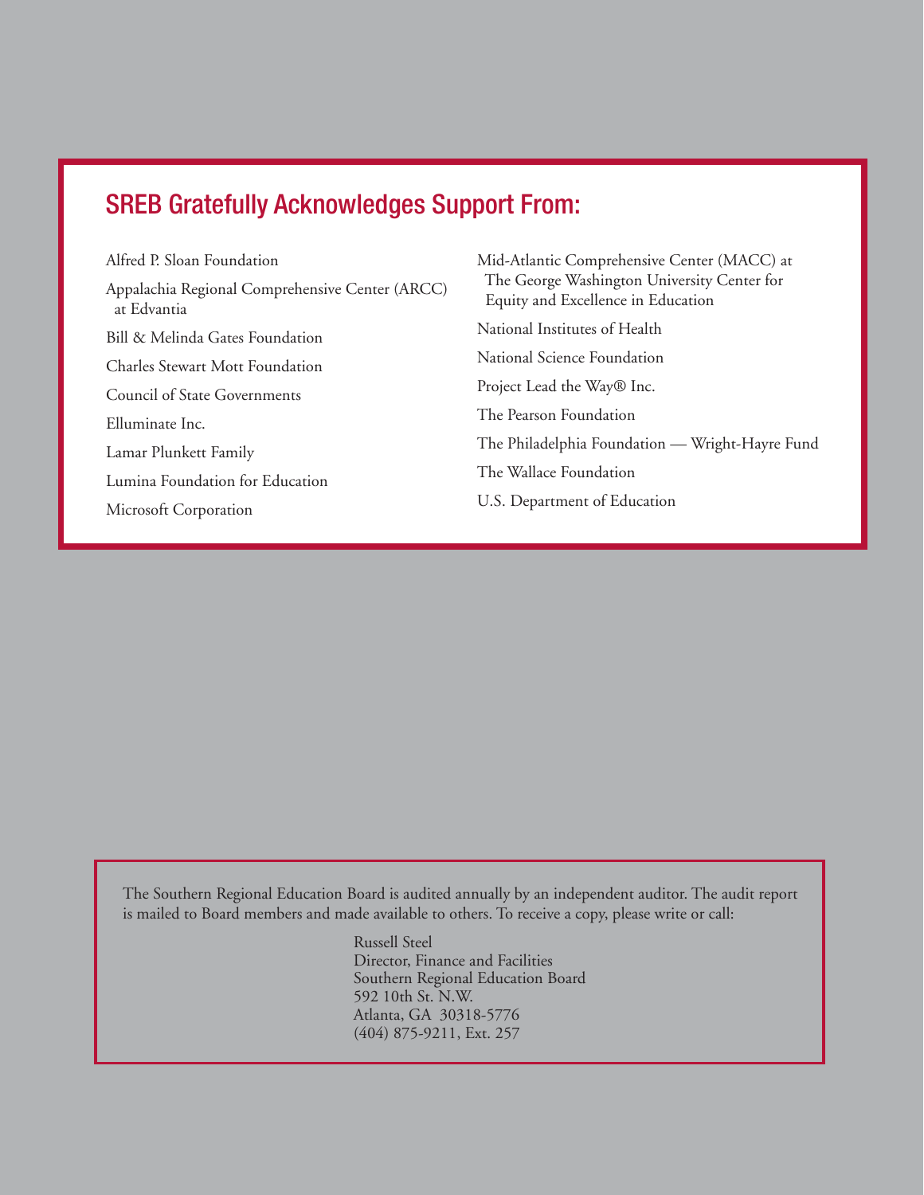## SREB Gratefully Acknowledges Support From:

Alfred P. Sloan Foundation

Appalachia Regional Comprehensive Center (ARCC) at Edvantia

Bill & Melinda Gates Foundation

Charles Stewart Mott Foundation

Council of State Governments

Elluminate Inc.

Lamar Plunkett Family

Lumina Foundation for Education

Microsoft Corporation

Mid-Atlantic Comprehensive Center (MACC) at The George Washington University Center for Equity and Excellence in Education

National Institutes of Health

National Science Foundation

Project Lead the Way® Inc.

The Pearson Foundation

The Philadelphia Foundation — Wright-Hayre Fund

The Wallace Foundation

U.S. Department of Education

The Southern Regional Education Board is audited annually by an independent auditor. The audit report is mailed to Board members and made available to others. To receive a copy, please write or call:

Russell Steel
Director, Finance and Facilities
Southern Regional Education Board
592 10th St. N.W.
Atlanta, GA 30318-5776
(404) 875-9211, Ext. 257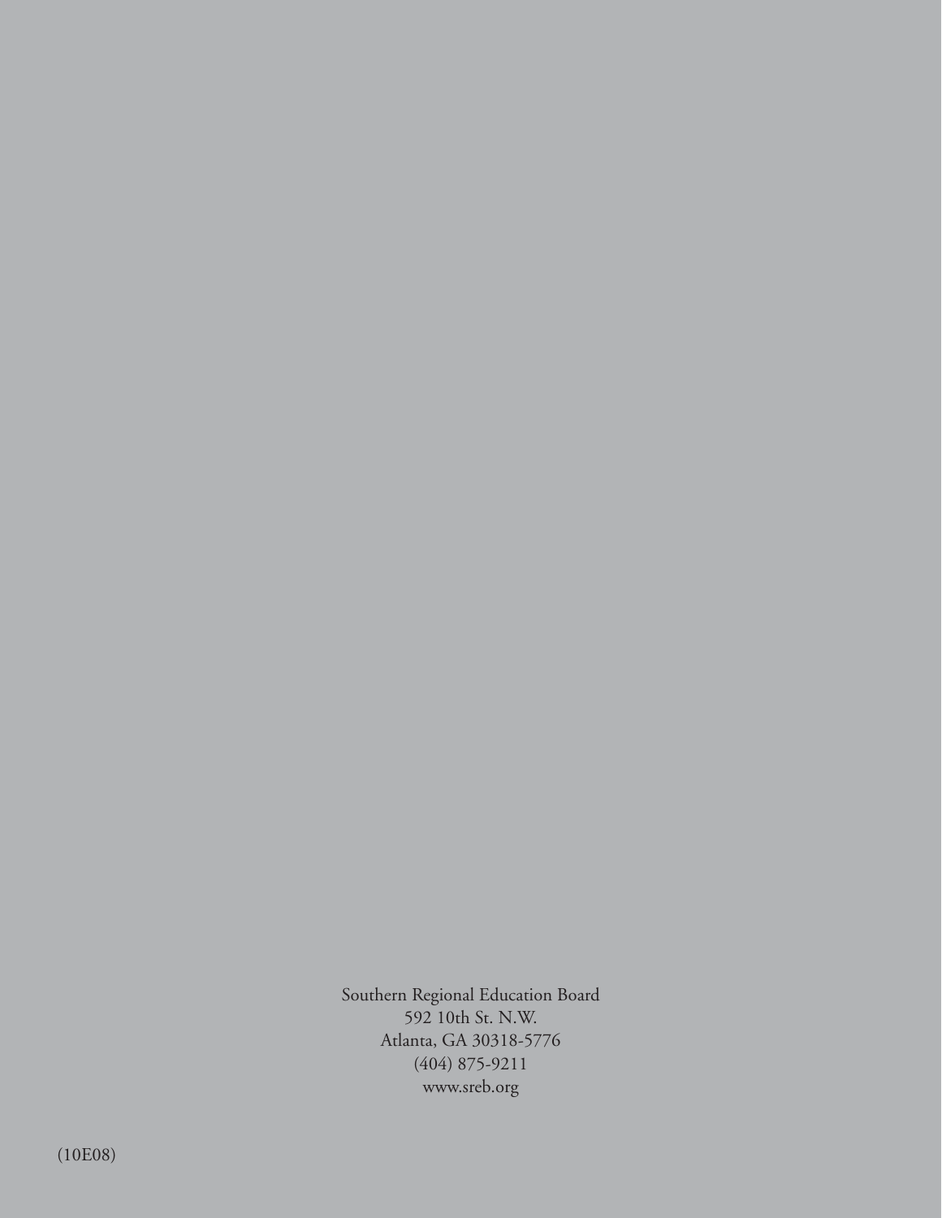Southern Regional Education Board
592 10th St. N.W.
Atlanta, GA 30318-5776
(404) 875-9211
www.sreb.org

(10E08)